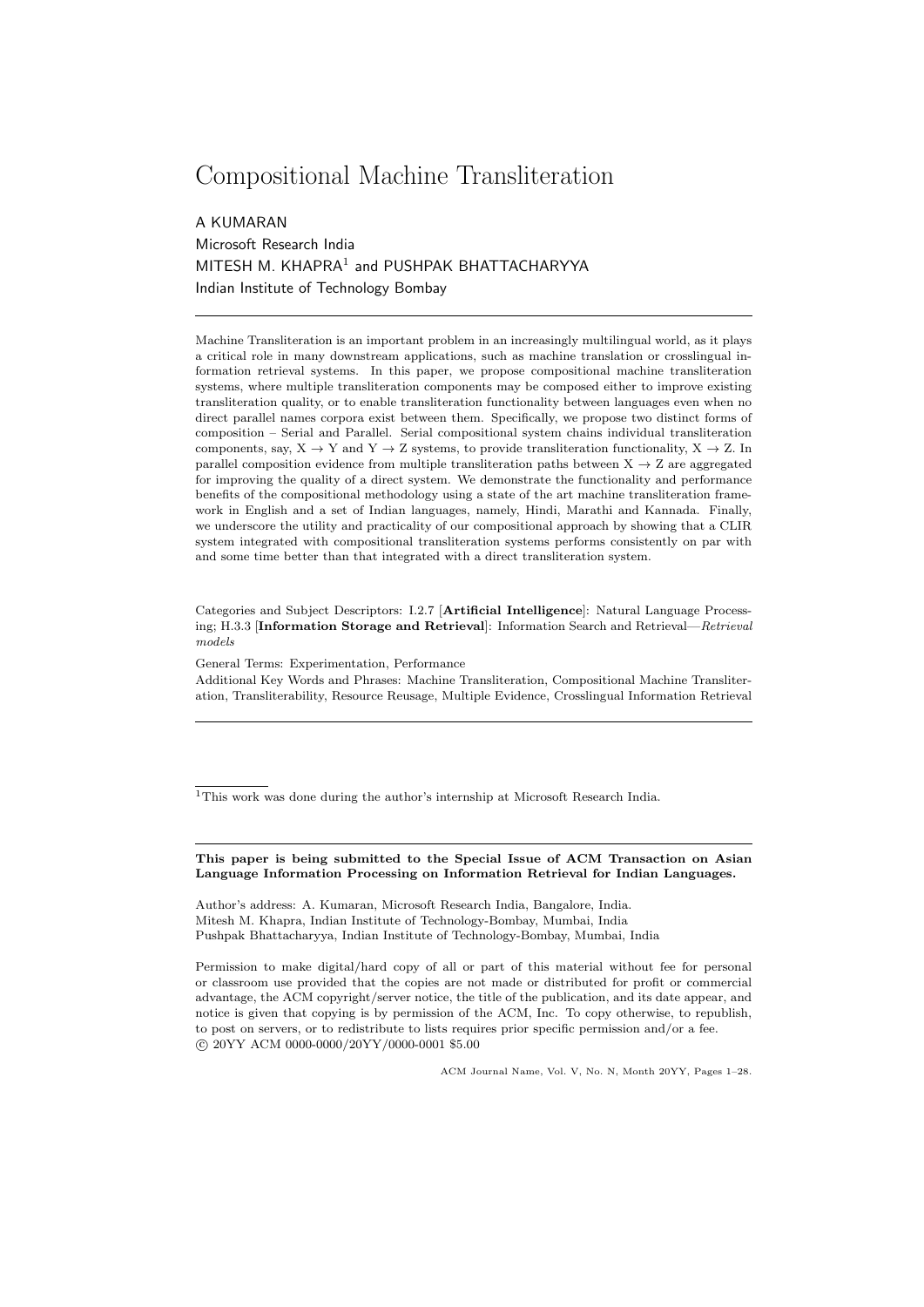# Compositional Machine Transliteration

A KUMARAN
Microsoft Research India
MITESH M. KHAPRA[1] and PUSHPAK BHATTACHARYYA
Indian Institute of Technology Bombay

---

Machine Transliteration is an important problem in an increasingly multilingual world, as it plays a critical role in many downstream applications, such as machine translation or crosslingual information retrieval systems. In this paper, we propose compositional machine transliteration systems, where multiple transliteration components may be composed either to improve existing transliteration quality, or to enable transliteration functionality between languages even when no direct parallel names corpora exist between them. Specifically, we propose two distinct forms of composition – Serial and Parallel. Serial compositional system chains individual transliteration components, say, X → Y and Y → Z systems, to provide transliteration functionality, X → Z. In parallel composition evidence from multiple transliteration paths between X → Z are aggregated for improving the quality of a direct system. We demonstrate the functionality and performance benefits of the compositional methodology using a state of the art machine transliteration framework in English and a set of Indian languages, namely, Hindi, Marathi and Kannada. Finally, we underscore the utility and practicality of our compositional approach by showing that a CLIR system integrated with compositional transliteration systems performs consistently on par with and some time better than that integrated with a direct transliteration system.

Categories and Subject Descriptors: I.2.7 [**Artificial Intelligence**]: Natural Language Processing; H.3.3 [**Information Storage and Retrieval**]: Information Search and Retrieval—*Retrieval models*

General Terms: Experimentation, Performance

Additional Key Words and Phrases: Machine Transliteration, Compositional Machine Transliteration, Transliterability, Resource Reusage, Multiple Evidence, Crosslingual Information Retrieval

---

[1] This work was done during the author's internship at Microsoft Research India.

**This paper is being submitted to the Special Issue of ACM Transaction on Asian Language Information Processing on Information Retrieval for Indian Languages.**

Author's address: A. Kumaran, Microsoft Research India, Bangalore, India.
Mitesh M. Khapra, Indian Institute of Technology-Bombay, Mumbai, India
Pushpak Bhattacharyya, Indian Institute of Technology-Bombay, Mumbai, India

Permission to make digital/hard copy of all or part of this material without fee for personal or classroom use provided that the copies are not made or distributed for profit or commercial advantage, the ACM copyright/server notice, the title of the publication, and its date appear, and notice is given that copying is by permission of the ACM, Inc. To copy otherwise, to republish, to post on servers, or to redistribute to lists requires prior specific permission and/or a fee.
© 20YY ACM 0000-0000/20YY/0000-0001 $5.00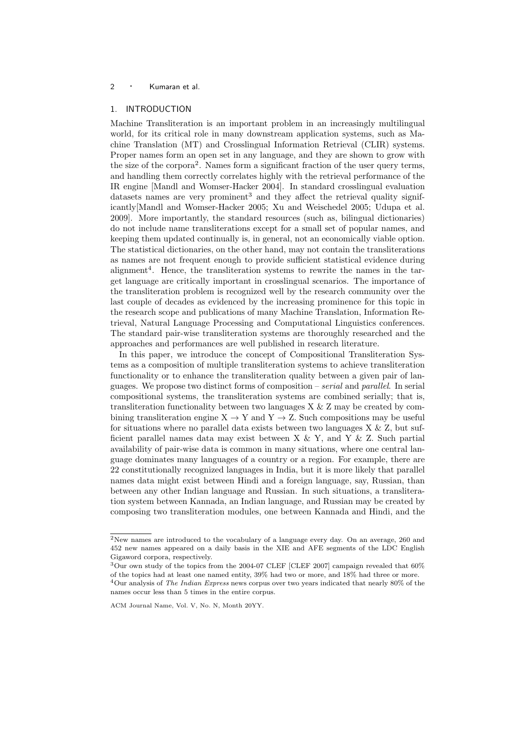## 1. INTRODUCTION

Machine Transliteration is an important problem in an increasingly multilingual world, for its critical role in many downstream application systems, such as Machine Translation (MT) and Crosslingual Information Retrieval (CLIR) systems. Proper names form an open set in any language, and they are shown to grow with the size of the corpora[2]. Names form a significant fraction of the user query terms, and handling them correctly correlates highly with the retrieval performance of the IR engine [Mandl and Womser-Hacker 2004]. In standard crosslingual evaluation datasets names are very prominent[3] and they affect the retrieval quality significantly[Mandl and Womser-Hacker 2005; Xu and Weischedel 2005; Udupa et al. 2009]. More importantly, the standard resources (such as, bilingual dictionaries) do not include name transliterations except for a small set of popular names, and keeping them updated continually is, in general, not an economically viable option. The statistical dictionaries, on the other hand, may not contain the transliterations as names are not frequent enough to provide sufficient statistical evidence during alignment[4]. Hence, the transliteration systems to rewrite the names in the target language are critically important in crosslingual scenarios. The importance of the transliteration problem is recognized well by the research community over the last couple of decades as evidenced by the increasing prominence for this topic in the research scope and publications of many Machine Translation, Information Retrieval, Natural Language Processing and Computational Linguistics conferences. The standard pair-wise transliteration systems are thoroughly researched and the approaches and performances are well published in research literature.

In this paper, we introduce the concept of Compositional Transliteration Systems as a composition of multiple transliteration systems to achieve transliteration functionality or to enhance the transliteration quality between a given pair of languages. We propose two distinct forms of composition – *serial* and *parallel*. In serial compositional systems, the transliteration systems are combined serially; that is, transliteration functionality between two languages X & Z may be created by combining transliteration engine $X \rightarrow Y$ and $Y \rightarrow Z$. Such compositions may be useful for situations where no parallel data exists between two languages X & Z, but sufficient parallel names data may exist between X & Y, and Y & Z. Such partial availability of pair-wise data is common in many situations, where one central language dominates many languages of a country or a region. For example, there are 22 constitutionally recognized languages in India, but it is more likely that parallel names data might exist between Hindi and a foreign language, say, Russian, than between any other Indian language and Russian. In such situations, a transliteration system between Kannada, an Indian language, and Russian may be created by composing two transliteration modules, one between Kannada and Hindi, and the

---

[2] New names are introduced to the vocabulary of a language every day. On an average, 260 and 452 new names appeared on a daily basis in the XIE and AFE segments of the LDC English Gigaword corpora, respectively.

[3] Our own study of the topics from the 2004-07 CLEF [CLEF 2007] campaign revealed that 60% of the topics had at least one named entity, 39% had two or more, and 18% had three or more.

[4] Our analysis of *The Indian Express* news corpus over two years indicated that nearly 80% of the names occur less than 5 times in the entire corpus.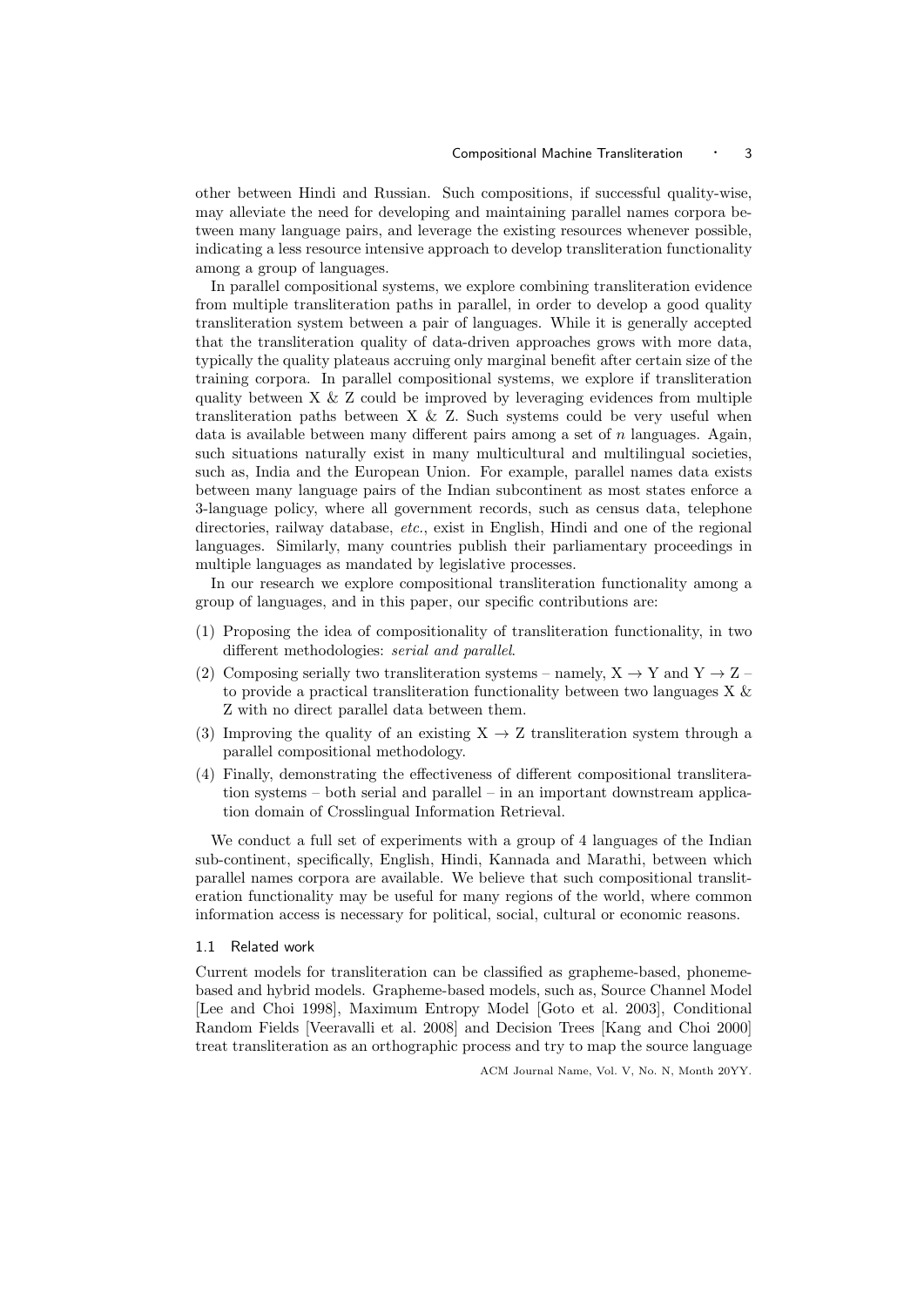other between Hindi and Russian. Such compositions, if successful quality-wise, may alleviate the need for developing and maintaining parallel names corpora between many language pairs, and leverage the existing resources whenever possible, indicating a less resource intensive approach to develop transliteration functionality among a group of languages.

In parallel compositional systems, we explore combining transliteration evidence from multiple transliteration paths in parallel, in order to develop a good quality transliteration system between a pair of languages. While it is generally accepted that the transliteration quality of data-driven approaches grows with more data, typically the quality plateaus accruing only marginal benefit after certain size of the training corpora. In parallel compositional systems, we explore if transliteration quality between X & Z could be improved by leveraging evidences from multiple transliteration paths between X & Z. Such systems could be very useful when data is available between many different pairs among a set of $n$ languages. Again, such situations naturally exist in many multicultural and multilingual societies, such as, India and the European Union. For example, parallel names data exists between many language pairs of the Indian subcontinent as most states enforce a 3-language policy, where all government records, such as census data, telephone directories, railway database, *etc.*, exist in English, Hindi and one of the regional languages. Similarly, many countries publish their parliamentary proceedings in multiple languages as mandated by legislative processes.

In our research we explore compositional transliteration functionality among a group of languages, and in this paper, our specific contributions are:

(1) Proposing the idea of compositionality of transliteration functionality, in two different methodologies: *serial and parallel*.
(2) Composing serially two transliteration systems – namely, X $\rightarrow$ Y and Y $\rightarrow$ Z – to provide a practical transliteration functionality between two languages X & Z with no direct parallel data between them.
(3) Improving the quality of an existing X $\rightarrow$ Z transliteration system through a parallel compositional methodology.
(4) Finally, demonstrating the effectiveness of different compositional transliteration systems – both serial and parallel – in an important downstream application domain of Crosslingual Information Retrieval.

We conduct a full set of experiments with a group of 4 languages of the Indian sub-continent, specifically, English, Hindi, Kannada and Marathi, between which parallel names corpora are available. We believe that such compositional transliteration functionality may be useful for many regions of the world, where common information access is necessary for political, social, cultural or economic reasons.

### 1.1 Related work

Current models for transliteration can be classified as grapheme-based, phoneme-based and hybrid models. Grapheme-based models, such as, Source Channel Model [Lee and Choi 1998], Maximum Entropy Model [Goto et al. 2003], Conditional Random Fields [Veeravalli et al. 2008] and Decision Trees [Kang and Choi 2000] treat transliteration as an orthographic process and try to map the source language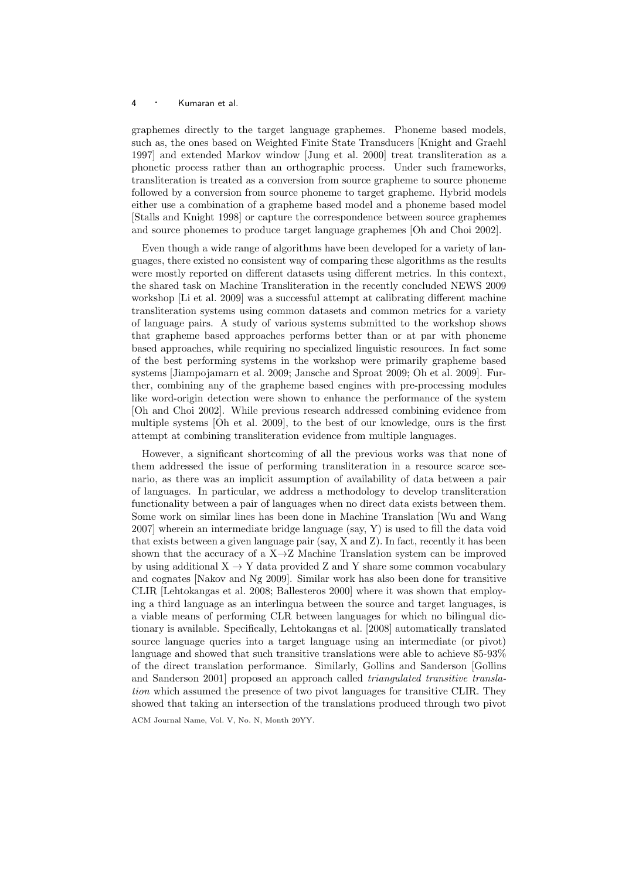graphemes directly to the target language graphemes. Phoneme based models, such as, the ones based on Weighted Finite State Transducers [Knight and Graehl 1997] and extended Markov window [Jung et al. 2000] treat transliteration as a phonetic process rather than an orthographic process. Under such frameworks, transliteration is treated as a conversion from source grapheme to source phoneme followed by a conversion from source phoneme to target grapheme. Hybrid models either use a combination of a grapheme based model and a phoneme based model [Stalls and Knight 1998] or capture the correspondence between source graphemes and source phonemes to produce target language graphemes [Oh and Choi 2002].

Even though a wide range of algorithms have been developed for a variety of languages, there existed no consistent way of comparing these algorithms as the results were mostly reported on different datasets using different metrics. In this context, the shared task on Machine Transliteration in the recently concluded NEWS 2009 workshop [Li et al. 2009] was a successful attempt at calibrating different machine transliteration systems using common datasets and common metrics for a variety of language pairs. A study of various systems submitted to the workshop shows that grapheme based approaches performs better than or at par with phoneme based approaches, while requiring no specialized linguistic resources. In fact some of the best performing systems in the workshop were primarily grapheme based systems [Jiampojamarn et al. 2009; Jansche and Sproat 2009; Oh et al. 2009]. Further, combining any of the grapheme based engines with pre-processing modules like word-origin detection were shown to enhance the performance of the system [Oh and Choi 2002]. While previous research addressed combining evidence from multiple systems [Oh et al. 2009], to the best of our knowledge, ours is the first attempt at combining transliteration evidence from multiple languages.

However, a significant shortcoming of all the previous works was that none of them addressed the issue of performing transliteration in a resource scarce scenario, as there was an implicit assumption of availability of data between a pair of languages. In particular, we address a methodology to develop transliteration functionality between a pair of languages when no direct data exists between them. Some work on similar lines has been done in Machine Translation [Wu and Wang 2007] wherein an intermediate bridge language (say, Y) is used to fill the data void that exists between a given language pair (say, X and Z). In fact, recently it has been shown that the accuracy of a X→Z Machine Translation system can be improved by using additional X → Y data provided Z and Y share some common vocabulary and cognates [Nakov and Ng 2009]. Similar work has also been done for transitive CLIR [Lehtokangas et al. 2008; Ballesteros 2000] where it was shown that employing a third language as an interlingua between the source and target languages, is a viable means of performing CLR between languages for which no bilingual dictionary is available. Specifically, Lehtokangas et al. [2008] automatically translated source language queries into a target language using an intermediate (or pivot) language and showed that such transitive translations were able to achieve 85-93% of the direct translation performance. Similarly, Gollins and Sanderson [Gollins and Sanderson 2001] proposed an approach called *triangulated transitive translation* which assumed the presence of two pivot languages for transitive CLIR. They showed that taking an intersection of the translations produced through two pivot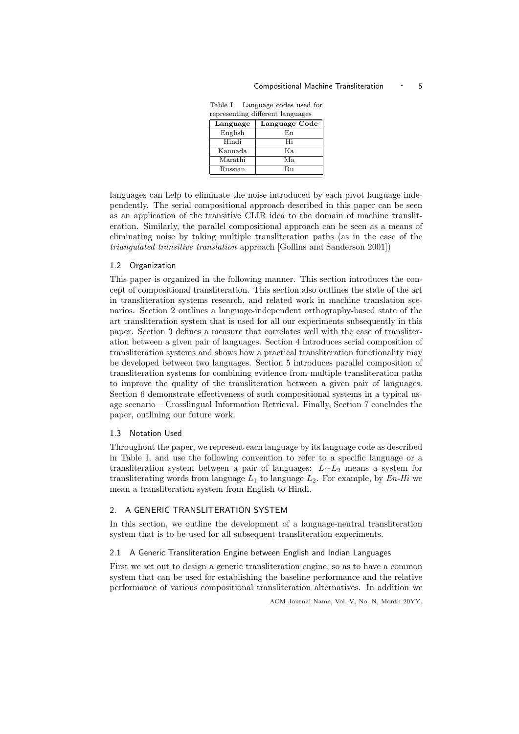Table I. Language codes used for representing different languages

| Language | Language Code |
|---|---|
| English | En |
| Hindi | Hi |
| Kannada | Ka |
| Marathi | Ma |
| Russian | Ru |

languages can help to eliminate the noise introduced by each pivot language independently. The serial compositional approach described in this paper can be seen as an application of the transitive CLIR idea to the domain of machine transliteration. Similarly, the parallel compositional approach can be seen as a means of eliminating noise by taking multiple transliteration paths (as in the case of the *triangulated transitive translation* approach [Gollins and Sanderson 2001])

### 1.2 Organization

This paper is organized in the following manner. This section introduces the concept of compositional transliteration. This section also outlines the state of the art in transliteration systems research, and related work in machine translation scenarios. Section 2 outlines a language-independent orthography-based state of the art transliteration system that is used for all our experiments subsequently in this paper. Section 3 defines a measure that correlates well with the ease of transliteration between a given pair of languages. Section 4 introduces serial composition of transliteration systems and shows how a practical transliteration functionality may be developed between two languages. Section 5 introduces parallel composition of transliteration systems for combining evidence from multiple transliteration paths to improve the quality of the transliteration between a given pair of languages. Section 6 demonstrate effectiveness of such compositional systems in a typical usage scenario – Crosslingual Information Retrieval. Finally, Section 7 concludes the paper, outlining our future work.

### 1.3 Notation Used

Throughout the paper, we represent each language by its language code as described in Table I, and use the following convention to refer to a specific language or a transliteration system between a pair of languages: $L_1$-$L_2$ means a system for transliterating words from language $L_1$ to language $L_2$. For example, by *En-Hi* we mean a transliteration system from English to Hindi.

## 2. A GENERIC TRANSLITERATION SYSTEM

In this section, we outline the development of a language-neutral transliteration system that is to be used for all subsequent transliteration experiments.

### 2.1 A Generic Transliteration Engine between English and Indian Languages

First we set out to design a generic transliteration engine, so as to have a common system that can be used for establishing the baseline performance and the relative performance of various compositional transliteration alternatives. In addition we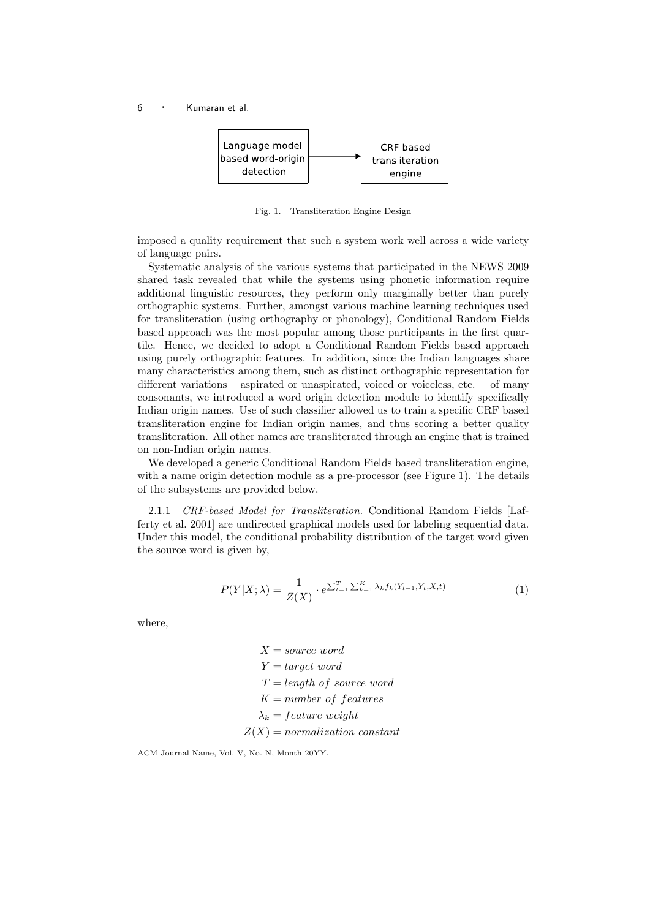Language model based word-origin detection → CRF based transliteration engine

Fig. 1. Transliteration Engine Design

imposed a quality requirement that such a system work well across a wide variety of language pairs.

Systematic analysis of the various systems that participated in the NEWS 2009 shared task revealed that while the systems using phonetic information require additional linguistic resources, they perform only marginally better than purely orthographic systems. Further, amongst various machine learning techniques used for transliteration (using orthography or phonology), Conditional Random Fields based approach was the most popular among those participants in the first quartile. Hence, we decided to adopt a Conditional Random Fields based approach using purely orthographic features. In addition, since the Indian languages share many characteristics among them, such as distinct orthographic representation for different variations – aspirated or unaspirated, voiced or voiceless, etc. – of many consonants, we introduced a word origin detection module to identify specifically Indian origin names. Use of such classifier allowed us to train a specific CRF based transliteration engine for Indian origin names, and thus scoring a better quality transliteration. All other names are transliterated through an engine that is trained on non-Indian origin names.

We developed a generic Conditional Random Fields based transliteration engine, with a name origin detection module as a pre-processor (see Figure 1). The details of the subsystems are provided below.

2.1.1 *CRF-based Model for Transliteration.* Conditional Random Fields [Lafferty et al. 2001] are undirected graphical models used for labeling sequential data. Under this model, the conditional probability distribution of the target word given the source word is given by,

$$P(Y|X;\lambda) = \frac{1}{Z(X)} \cdot e^{\sum_{t=1}^{T} \sum_{k=1}^{K} \lambda_k f_k(Y_{t-1}, Y_t, X, t)} \tag{1}$$

where,

$$X = source\ word$$
$$Y = target\ word$$
$$T = length\ of\ source\ word$$
$$K = number\ of\ features$$
$$\lambda_k = feature\ weight$$
$$Z(X) = normalization\ constant$$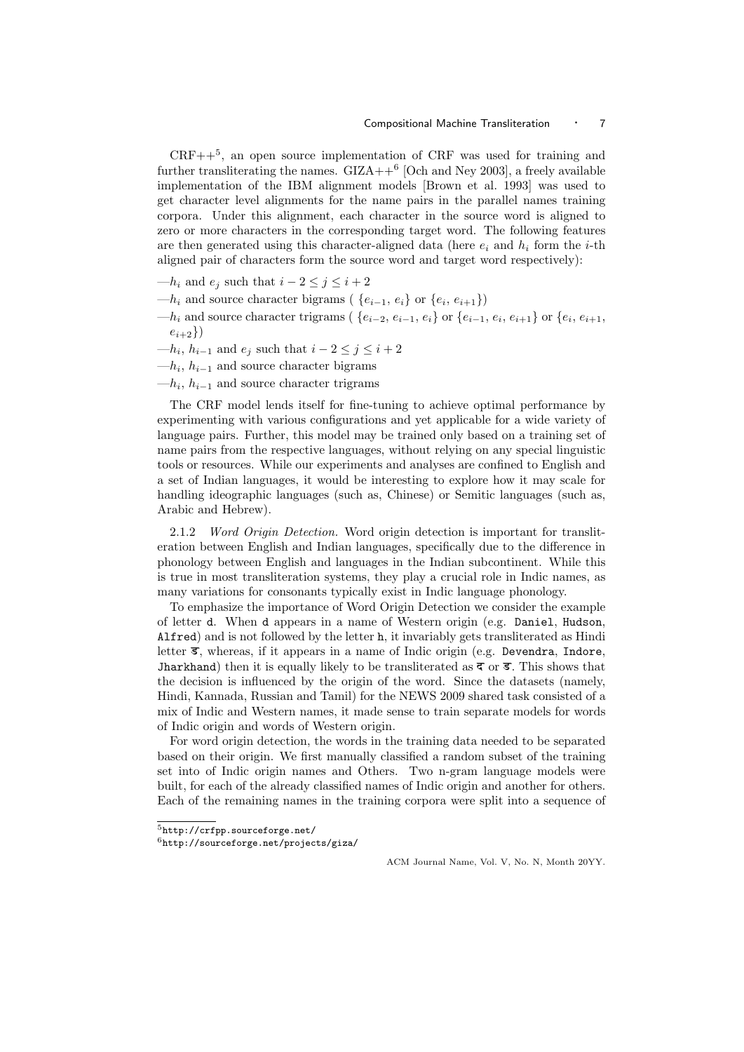CRF++[5], an open source implementation of CRF was used for training and further transliterating the names. GIZA++[6] [Och and Ney 2003], a freely available implementation of the IBM alignment models [Brown et al. 1993] was used to get character level alignments for the name pairs in the parallel names training corpora. Under this alignment, each character in the source word is aligned to zero or more characters in the corresponding target word. The following features are then generated using this character-aligned data (here $e_i$ and $h_i$ form the $i$-th aligned pair of characters form the source word and target word respectively):

—$h_i$ and $e_j$ such that $i - 2 \leq j \leq i + 2$
—$h_i$ and source character bigrams ( $\{e_{i-1}, e_i\}$ or $\{e_i, e_{i+1}\}$)
—$h_i$ and source character trigrams ( $\{e_{i-2}, e_{i-1}, e_i\}$ or $\{e_{i-1}, e_i, e_{i+1}\}$ or $\{e_i, e_{i+1}, e_{i+2}\}$)
—$h_i$, $h_{i-1}$ and $e_j$ such that $i - 2 \leq j \leq i + 2$
—$h_i$, $h_{i-1}$ and source character bigrams
—$h_i$, $h_{i-1}$ and source character trigrams

The CRF model lends itself for fine-tuning to achieve optimal performance by experimenting with various configurations and yet applicable for a wide variety of language pairs. Further, this model may be trained only based on a training set of name pairs from the respective languages, without relying on any special linguistic tools or resources. While our experiments and analyses are confined to English and a set of Indian languages, it would be interesting to explore how it may scale for handling ideographic languages (such as, Chinese) or Semitic languages (such as, Arabic and Hebrew).

2.1.2 *Word Origin Detection.* Word origin detection is important for transliteration between English and Indian languages, specifically due to the difference in phonology between English and languages in the Indian subcontinent. While this is true in most transliteration systems, they play a crucial role in Indic names, as many variations for consonants typically exist in Indic language phonology.

To emphasize the importance of Word Origin Detection we consider the example of letter `d`. When `d` appears in a name of Western origin (e.g. `Daniel`, `Hudson`, `Alfred`) and is not followed by the letter `h`, it invariably gets transliterated as Hindi letter ड, whereas, if it appears in a name of Indic origin (e.g. `Devendra`, `Indore`, `Jharkhand`) then it is equally likely to be transliterated as द or ड. This shows that the decision is influenced by the origin of the word. Since the datasets (namely, Hindi, Kannada, Russian and Tamil) for the NEWS 2009 shared task consisted of a mix of Indic and Western names, it made sense to train separate models for words of Indic origin and words of Western origin.

For word origin detection, the words in the training data needed to be separated based on their origin. We first manually classified a random subset of the training set into of Indic origin names and Others. Two n-gram language models were built, for each of the already classified names of Indic origin and another for others. Each of the remaining names in the training corpora were split into a sequence of

[5] http://crfpp.sourceforge.net/
[6] http://sourceforge.net/projects/giza/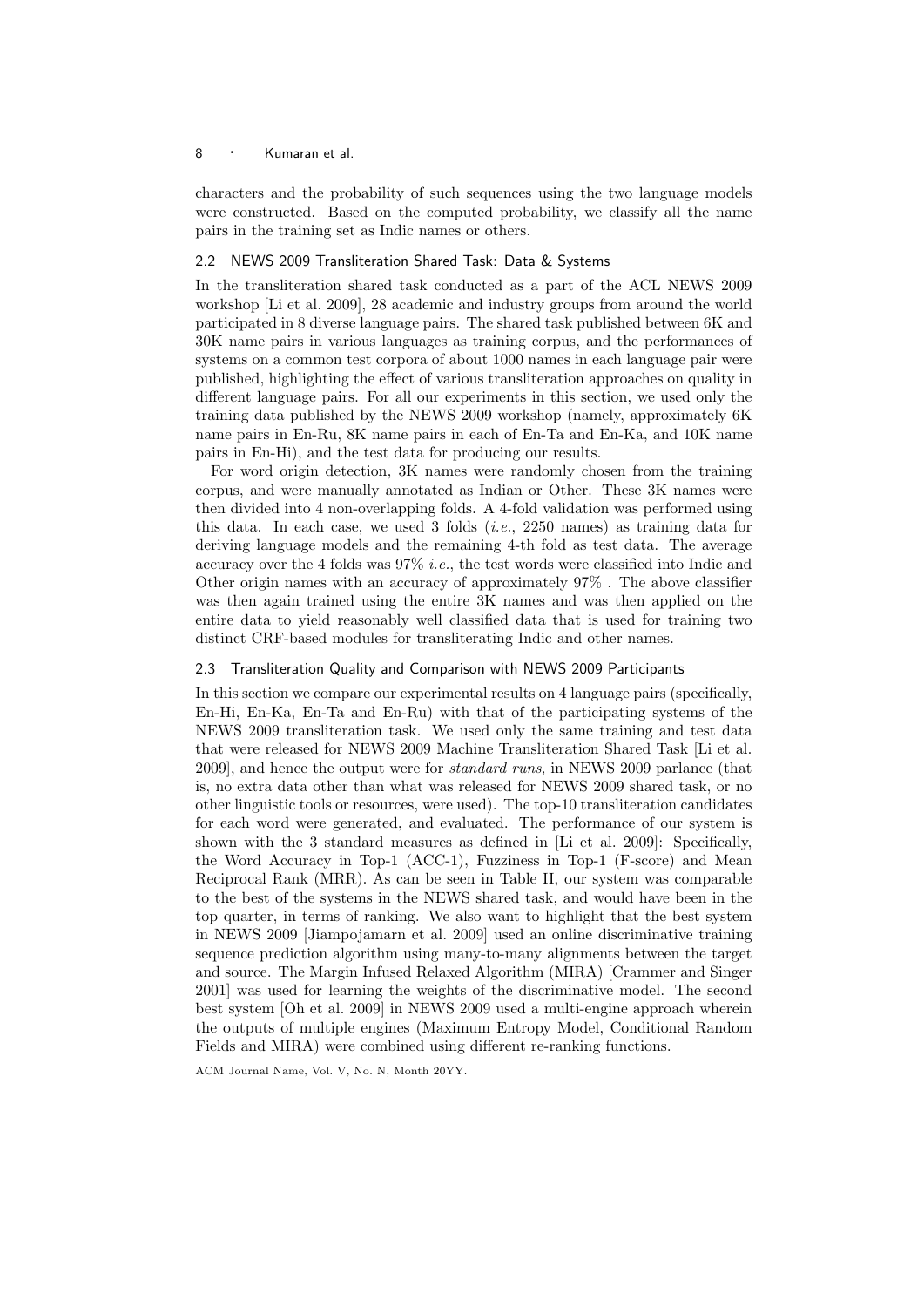characters and the probability of such sequences using the two language models were constructed. Based on the computed probability, we classify all the name pairs in the training set as Indic names or others.

### 2.2 NEWS 2009 Transliteration Shared Task: Data & Systems

In the transliteration shared task conducted as a part of the ACL NEWS 2009 workshop [Li et al. 2009], 28 academic and industry groups from around the world participated in 8 diverse language pairs. The shared task published between 6K and 30K name pairs in various languages as training corpus, and the performances of systems on a common test corpora of about 1000 names in each language pair were published, highlighting the effect of various transliteration approaches on quality in different language pairs. For all our experiments in this section, we used only the training data published by the NEWS 2009 workshop (namely, approximately 6K name pairs in En-Ru, 8K name pairs in each of En-Ta and En-Ka, and 10K name pairs in En-Hi), and the test data for producing our results.

For word origin detection, 3K names were randomly chosen from the training corpus, and were manually annotated as Indian or Other. These 3K names were then divided into 4 non-overlapping folds. A 4-fold validation was performed using this data. In each case, we used 3 folds (*i.e.*, 2250 names) as training data for deriving language models and the remaining 4-th fold as test data. The average accuracy over the 4 folds was 97% *i.e.*, the test words were classified into Indic and Other origin names with an accuracy of approximately 97% . The above classifier was then again trained using the entire 3K names and was then applied on the entire data to yield reasonably well classified data that is used for training two distinct CRF-based modules for transliterating Indic and other names.

### 2.3 Transliteration Quality and Comparison with NEWS 2009 Participants

In this section we compare our experimental results on 4 language pairs (specifically, En-Hi, En-Ka, En-Ta and En-Ru) with that of the participating systems of the NEWS 2009 transliteration task. We used only the same training and test data that were released for NEWS 2009 Machine Transliteration Shared Task [Li et al. 2009], and hence the output were for *standard runs*, in NEWS 2009 parlance (that is, no extra data other than what was released for NEWS 2009 shared task, or no other linguistic tools or resources, were used). The top-10 transliteration candidates for each word were generated, and evaluated. The performance of our system is shown with the 3 standard measures as defined in [Li et al. 2009]: Specifically, the Word Accuracy in Top-1 (ACC-1), Fuzziness in Top-1 (F-score) and Mean Reciprocal Rank (MRR). As can be seen in Table II, our system was comparable to the best of the systems in the NEWS shared task, and would have been in the top quarter, in terms of ranking. We also want to highlight that the best system in NEWS 2009 [Jiampojamarn et al. 2009] used an online discriminative training sequence prediction algorithm using many-to-many alignments between the target and source. The Margin Infused Relaxed Algorithm (MIRA) [Crammer and Singer 2001] was used for learning the weights of the discriminative model. The second best system [Oh et al. 2009] in NEWS 2009 used a multi-engine approach wherein the outputs of multiple engines (Maximum Entropy Model, Conditional Random Fields and MIRA) were combined using different re-ranking functions.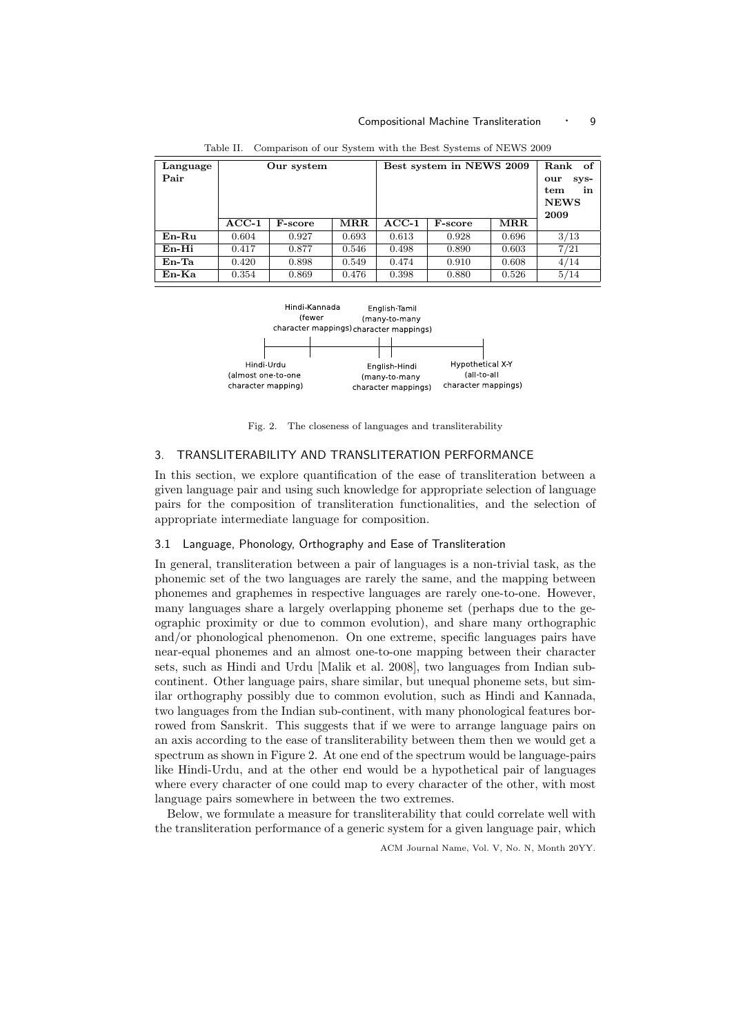Table II. Comparison of our System with the Best Systems of NEWS 2009

| Language Pair | Our system | | | Best system in NEWS 2009 | | | Rank of our system in NEWS 2009 |
|---|---|---|---|---|---|---|---|
| | ACC-1 | F-score | MRR | ACC-1 | F-score | MRR | |
| **En-Ru** | 0.604 | 0.927 | 0.693 | 0.613 | 0.928 | 0.696 | 3/13 |
| **En-Hi** | 0.417 | 0.877 | 0.546 | 0.498 | 0.890 | 0.603 | 7/21 |
| **En-Ta** | 0.420 | 0.898 | 0.549 | 0.474 | 0.910 | 0.608 | 4/14 |
| **En-Ka** | 0.354 | 0.869 | 0.476 | 0.398 | 0.880 | 0.526 | 5/14 |

Hindi-Kannada (fewer character mappings) | English-Tamil (many-to-many character mappings)

Hindi-Urdu (almost one-to-one character mapping) | English-Hindi (many-to-many character mappings) | Hypothetical X-Y (all-to-all character mappings)

Fig. 2. The closeness of languages and transliterability

## 3. TRANSLITERABILITY AND TRANSLITERATION PERFORMANCE

In this section, we explore quantification of the ease of transliteration between a given language pair and using such knowledge for appropriate selection of language pairs for the composition of transliteration functionalities, and the selection of appropriate intermediate language for composition.

### 3.1 Language, Phonology, Orthography and Ease of Transliteration

In general, transliteration between a pair of languages is a non-trivial task, as the phonemic set of the two languages are rarely the same, and the mapping between phonemes and graphemes in respective languages are rarely one-to-one. However, many languages share a largely overlapping phoneme set (perhaps due to the geographic proximity or due to common evolution), and share many orthographic and/or phonological phenomenon. On one extreme, specific languages pairs have near-equal phonemes and an almost one-to-one mapping between their character sets, such as Hindi and Urdu [Malik et al. 2008], two languages from Indian subcontinent. Other language pairs, share similar, but unequal phoneme sets, but similar orthography possibly due to common evolution, such as Hindi and Kannada, two languages from the Indian sub-continent, with many phonological features borrowed from Sanskrit. This suggests that if we were to arrange language pairs on an axis according to the ease of transliterability between them then we would get a spectrum as shown in Figure 2. At one end of the spectrum would be language-pairs like Hindi-Urdu, and at the other end would be a hypothetical pair of languages where every character of one could map to every character of the other, with most language pairs somewhere in between the two extremes.

Below, we formulate a measure for transliterability that could correlate well with the transliteration performance of a generic system for a given language pair, which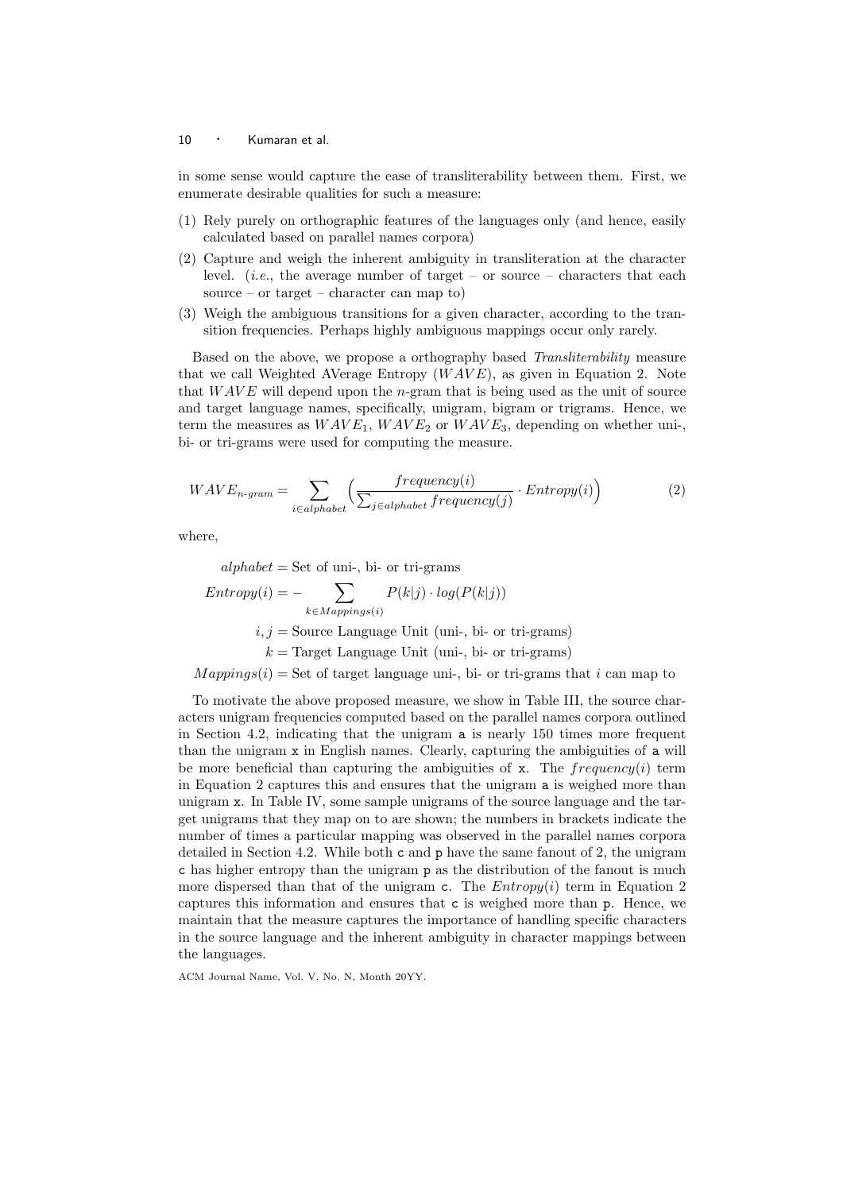in some sense would capture the ease of transliterability between them. First, we enumerate desirable qualities for such a measure:

(1) Rely purely on orthographic features of the languages only (and hence, easily calculated based on parallel names corpora)
(2) Capture and weigh the inherent ambiguity in transliteration at the character level. (*i.e.*, the average number of target – or source – characters that each source – or target – character can map to)
(3) Weigh the ambiguous transitions for a given character, according to the transition frequencies. Perhaps highly ambiguous mappings occur only rarely.

Based on the above, we propose a orthography based *Transliterability* measure that we call Weighted AVerage Entropy ($WAVE$), as given in Equation 2. Note that $WAVE$ will depend upon the $n$-gram that is being used as the unit of source and target language names, specifically, unigram, bigram or trigrams. Hence, we term the measures as $WAVE_1$, $WAVE_2$ or $WAVE_3$, depending on whether uni-, bi- or tri-grams were used for computing the measure.

$$WAVE_{n\text{-}gram} = \sum_{i \in alphabet} \Big( \frac{frequency(i)}{\sum_{j \in alphabet} frequency(j)} \cdot Entropy(i) \Big) \tag{2}$$

where,

$$\begin{aligned}
alphabet &= \text{Set of uni-, bi- or tri-grams} \\
Entropy(i) &= - \sum_{k \in Mappings(i)} P(k|j) \cdot log(P(k|j)) \\
i, j &= \text{Source Language Unit (uni-, bi- or tri-grams)} \\
k &= \text{Target Language Unit (uni-, bi- or tri-grams)} \\
Mappings(i) &= \text{Set of target language uni-, bi- or tri-grams that } i \text{ can map to}
\end{aligned}$$

To motivate the above proposed measure, we show in Table III, the source characters unigram frequencies computed based on the parallel names corpora outlined in Section 4.2, indicating that the unigram `a` is nearly 150 times more frequent than the unigram `x` in English names. Clearly, capturing the ambiguities of `a` will be more beneficial than capturing the ambiguities of `x`. The $frequency(i)$ term in Equation 2 captures this and ensures that the unigram `a` is weighed more than unigram `x`. In Table IV, some sample unigrams of the source language and the target unigrams that they map on to are shown; the numbers in brackets indicate the number of times a particular mapping was observed in the parallel names corpora detailed in Section 4.2. While both `c` and `p` have the same fanout of 2, the unigram `c` has higher entropy than the unigram `p` as the distribution of the fanout is much more dispersed than that of the unigram `c`. The $Entropy(i)$ term in Equation 2 captures this information and ensures that `c` is weighed more than `p`. Hence, we maintain that the measure captures the importance of handling specific characters in the source language and the inherent ambiguity in character mappings between the languages.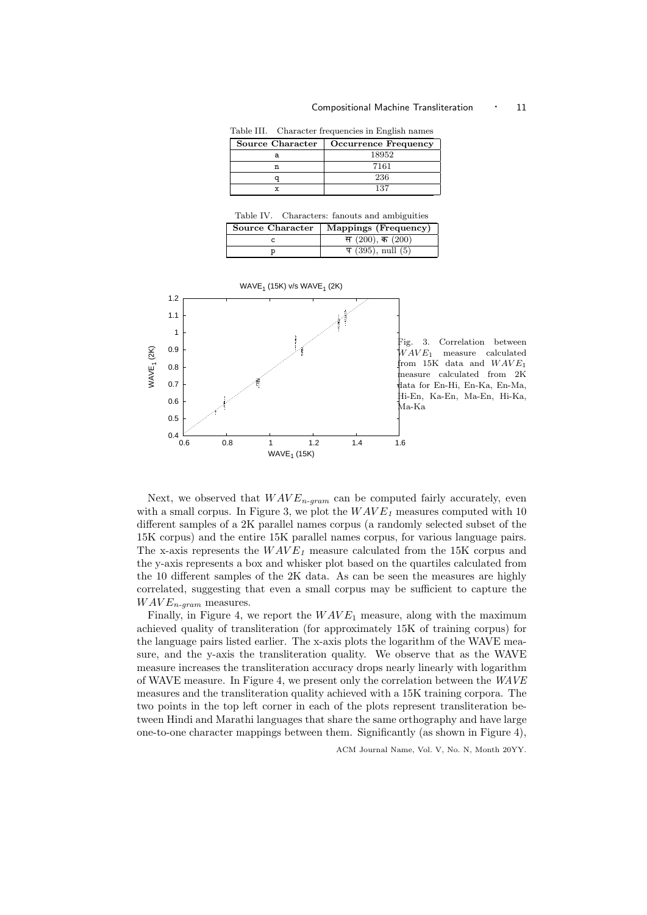Table III. Character frequencies in English names

| Source Character | Occurrence Frequency |
|---|---|
| a | 18952 |
| n | 7161 |
| q | 236 |
| x | 137 |

Table IV. Characters: fanouts and ambiguities

| Source Character | Mappings (Frequency) |
|---|---|
| c | स (200), क (200) |
| p | प (395), null (5) |

Fig. 3. Correlation between $WAVE_1$ measure calculated from 15K data and $WAVE_1$ measure calculated from 2K data for En-Hi, En-Ka, En-Ma, Hi-En, Ka-En, Ma-En, Hi-Ka, Ma-Ka

Next, we observed that $WAVE_{n\text{-}gram}$ can be computed fairly accurately, even with a small corpus. In Figure 3, we plot the $WAVE_1$ measures computed with 10 different samples of a 2K parallel names corpus (a randomly selected subset of the 15K corpus) and the entire 15K parallel names corpus, for various language pairs. The x-axis represents the $WAVE_1$ measure calculated from the 15K corpus and the y-axis represents a box and whisker plot based on the quartiles calculated from the 10 different samples of the 2K data. As can be seen the measures are highly correlated, suggesting that even a small corpus may be sufficient to capture the $WAVE_{n\text{-}gram}$ measures.

Finally, in Figure 4, we report the $WAVE_1$ measure, along with the maximum achieved quality of transliteration (for approximately 15K of training corpus) for the language pairs listed earlier. The x-axis plots the logarithm of the WAVE measure, and the y-axis the transliteration quality. We observe that as the WAVE measure increases the transliteration accuracy drops nearly linearly with logarithm of WAVE measure. In Figure 4, we present only the correlation between the *WAVE* measures and the transliteration quality achieved with a 15K training corpora. The two points in the top left corner in each of the plots represent transliteration between Hindi and Marathi languages that share the same orthography and have large one-to-one character mappings between them. Significantly (as shown in Figure 4),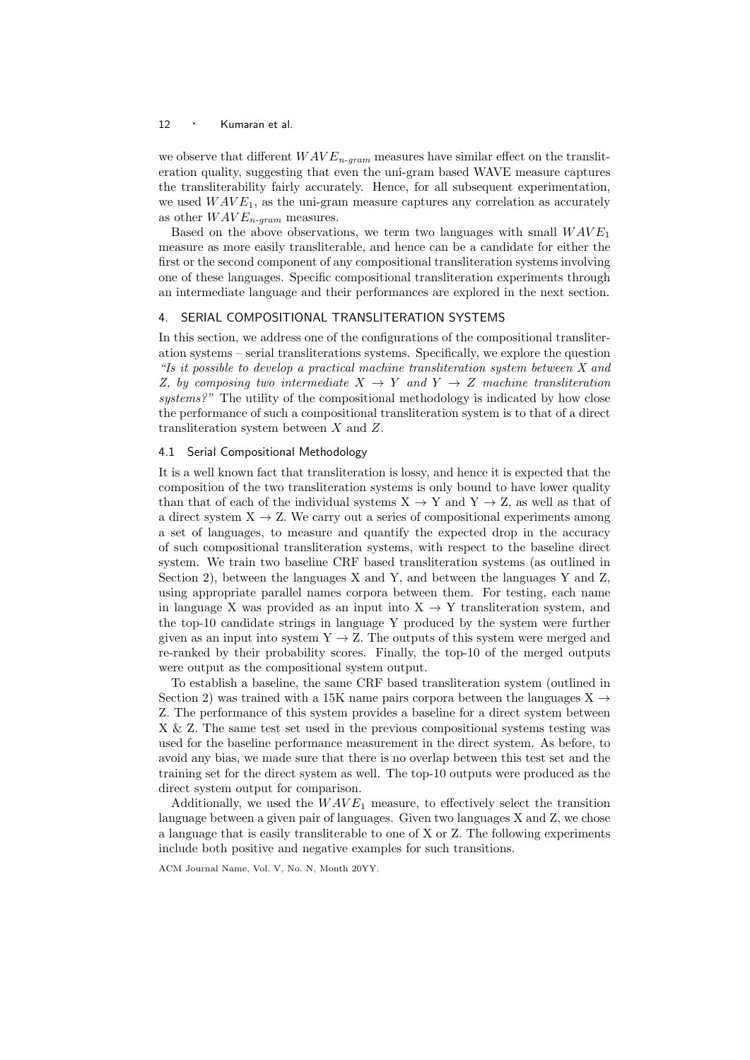we observe that different $WAVE_{n\text{-}gram}$ measures have similar effect on the transliteration quality, suggesting that even the uni-gram based WAVE measure captures the transliterability fairly accurately. Hence, for all subsequent experimentation, we used $WAVE_1$, as the uni-gram measure captures any correlation as accurately as other $WAVE_{n\text{-}gram}$ measures.

Based on the above observations, we term two languages with small $WAVE_1$ measure as more easily transliterable, and hence can be a candidate for either the first or the second component of any compositional transliteration systems involving one of these languages. Specific compositional transliteration experiments through an intermediate language and their performances are explored in the next section.

## 4. SERIAL COMPOSITIONAL TRANSLITERATION SYSTEMS

In this section, we address one of the configurations of the compositional transliteration systems – serial transliterations systems. Specifically, we explore the question *"Is it possible to develop a practical machine transliteration system between $X$ and $Z$, by composing two intermediate $X \rightarrow Y$ and $Y \rightarrow Z$ machine transliteration systems?"* The utility of the compositional methodology is indicated by how close the performance of such a compositional transliteration system is to that of a direct transliteration system between $X$ and $Z$.

### 4.1 Serial Compositional Methodology

It is a well known fact that transliteration is lossy, and hence it is expected that the composition of the two transliteration systems is only bound to have lower quality than that of each of the individual systems X → Y and Y → Z, as well as that of a direct system X → Z. We carry out a series of compositional experiments among a set of languages, to measure and quantify the expected drop in the accuracy of such compositional transliteration systems, with respect to the baseline direct system. We train two baseline CRF based transliteration systems (as outlined in Section 2), between the languages X and Y, and between the languages Y and Z, using appropriate parallel names corpora between them. For testing, each name in language X was provided as an input into X → Y transliteration system, and the top-10 candidate strings in language Y produced by the system were further given as an input into system Y → Z. The outputs of this system were merged and re-ranked by their probability scores. Finally, the top-10 of the merged outputs were output as the compositional system output.

To establish a baseline, the same CRF based transliteration system (outlined in Section 2) was trained with a 15K name pairs corpora between the languages X → Z. The performance of this system provides a baseline for a direct system between X & Z. The same test set used in the previous compositional systems testing was used for the baseline performance measurement in the direct system. As before, to avoid any bias, we made sure that there is no overlap between this test set and the training set for the direct system as well. The top-10 outputs were produced as the direct system output for comparison.

Additionally, we used the $WAVE_1$ measure, to effectively select the transition language between a given pair of languages. Given two languages X and Z, we chose a language that is easily transliterable to one of X or Z. The following experiments include both positive and negative examples for such transitions.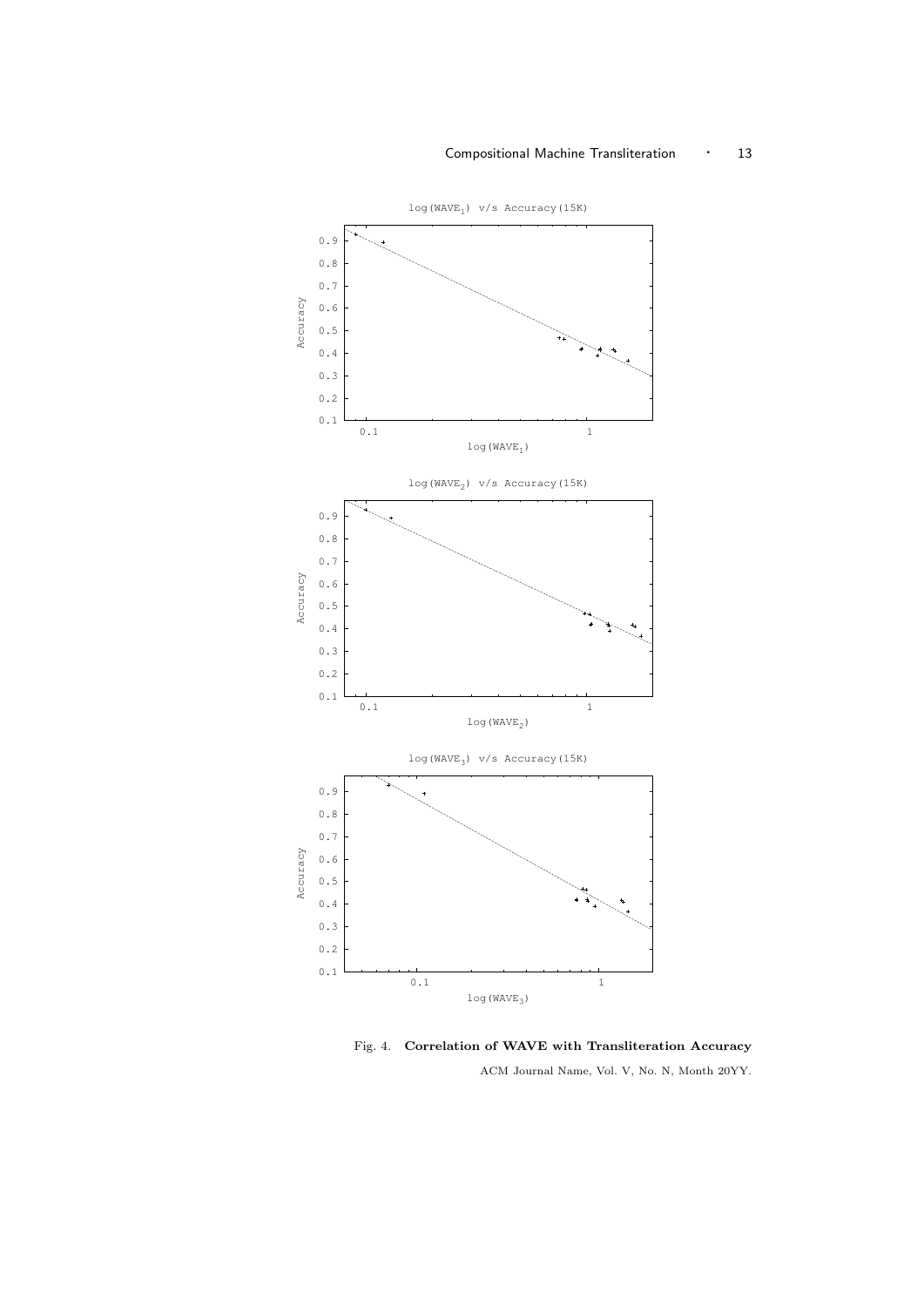log($WAVE_1$) v/s Accuracy(15K)

log($WAVE_2$) v/s Accuracy(15K)

log($WAVE_3$) v/s Accuracy(15K)

Fig. 4. **Correlation of WAVE with Transliteration Accuracy**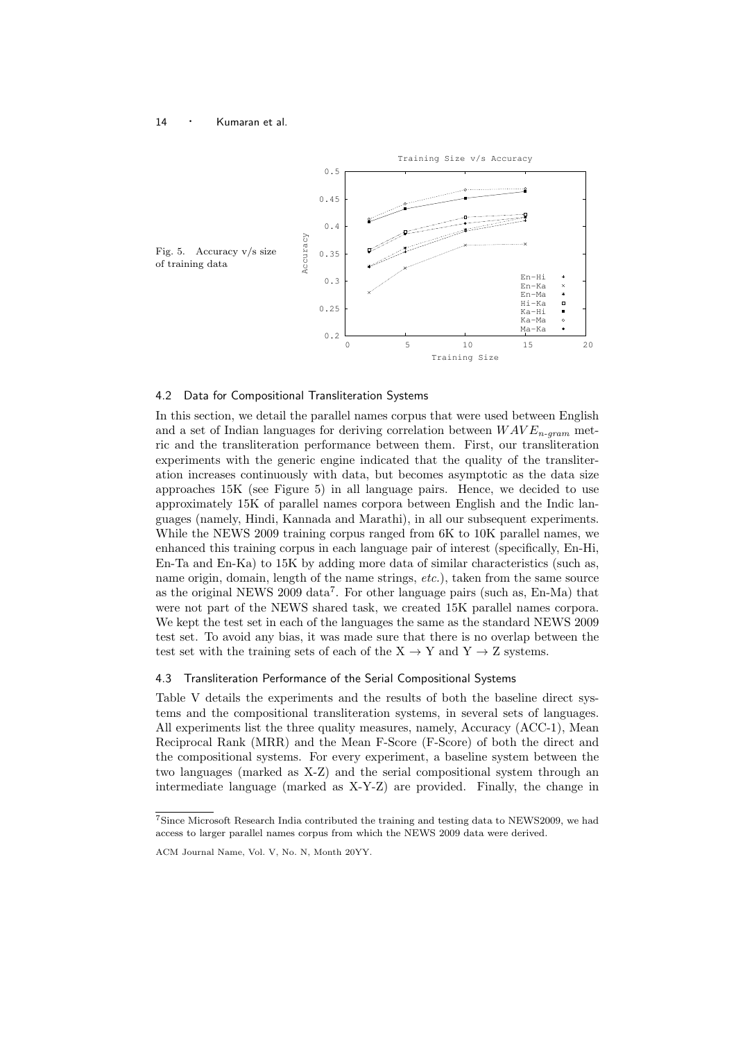Fig. 5. Accuracy v/s size of training data

## 4.2 Data for Compositional Transliteration Systems

In this section, we detail the parallel names corpus that were used between English and a set of Indian languages for deriving correlation between $WAVE_{n\text{-}gram}$ metric and the transliteration performance between them. First, our transliteration experiments with the generic engine indicated that the quality of the transliteration increases continuously with data, but becomes asymptotic as the data size approaches 15K (see Figure 5) in all language pairs. Hence, we decided to use approximately 15K of parallel names corpora between English and the Indic languages (namely, Hindi, Kannada and Marathi), in all our subsequent experiments. While the NEWS 2009 training corpus ranged from 6K to 10K parallel names, we enhanced this training corpus in each language pair of interest (specifically, En-Hi, En-Ta and En-Ka) to 15K by adding more data of similar characteristics (such as, name origin, domain, length of the name strings, *etc.*), taken from the same source as the original NEWS 2009 data[7]. For other language pairs (such as, En-Ma) that were not part of the NEWS shared task, we created 15K parallel names corpora. We kept the test set in each of the languages the same as the standard NEWS 2009 test set. To avoid any bias, it was made sure that there is no overlap between the test set with the training sets of each of the X $\rightarrow$ Y and Y $\rightarrow$ Z systems.

## 4.3 Transliteration Performance of the Serial Compositional Systems

Table V details the experiments and the results of both the baseline direct systems and the compositional transliteration systems, in several sets of languages. All experiments list the three quality measures, namely, Accuracy (ACC-1), Mean Reciprocal Rank (MRR) and the Mean F-Score (F-Score) of both the direct and the compositional systems. For every experiment, a baseline system between the two languages (marked as X-Z) and the serial compositional system through an intermediate language (marked as X-Y-Z) are provided. Finally, the change in

[7] Since Microsoft Research India contributed the training and testing data to NEWS2009, we had access to larger parallel names corpus from which the NEWS 2009 data were derived.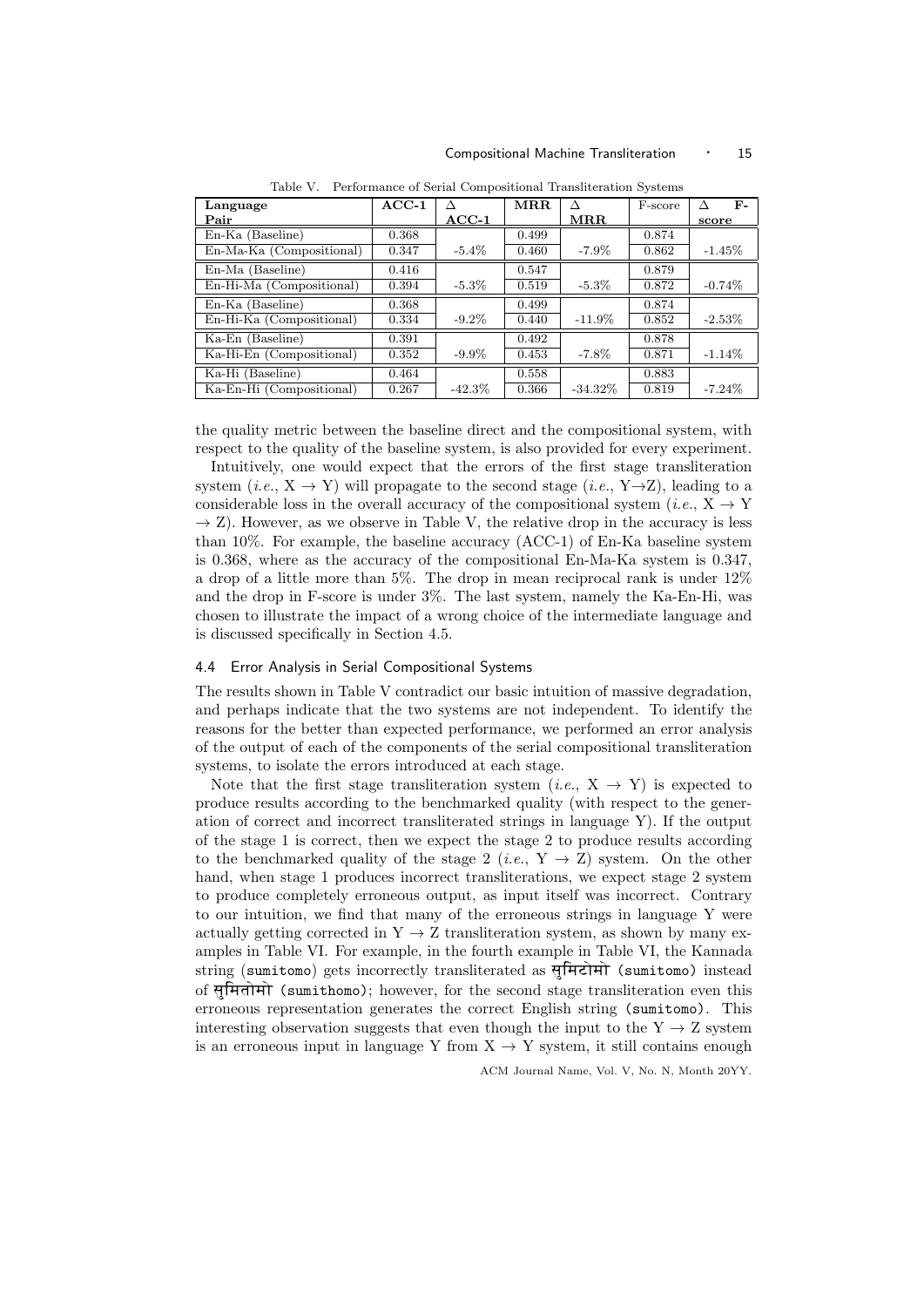Table V. Performance of Serial Compositional Transliteration Systems

| Language Pair | ACC-1 | Δ ACC-1 | MRR | Δ MRR | F-score | Δ F-score |
|---|---|---|---|---|---|---|
| En-Ka (Baseline) | 0.368 | | 0.499 | | 0.874 | |
| En-Ma-Ka (Compositional) | 0.347 | -5.4% | 0.460 | -7.9% | 0.862 | -1.45% |
| En-Ma (Baseline) | 0.416 | | 0.547 | | 0.879 | |
| En-Hi-Ma (Compositional) | 0.394 | -5.3% | 0.519 | -5.3% | 0.872 | -0.74% |
| En-Ka (Baseline) | 0.368 | | 0.499 | | 0.874 | |
| En-Hi-Ka (Compositional) | 0.334 | -9.2% | 0.440 | -11.9% | 0.852 | -2.53% |
| Ka-En (Baseline) | 0.391 | | 0.492 | | 0.878 | |
| Ka-Hi-En (Compositional) | 0.352 | -9.9% | 0.453 | -7.8% | 0.871 | -1.14% |
| Ka-Hi (Baseline) | 0.464 | | 0.558 | | 0.883 | |
| Ka-En-Hi (Compositional) | 0.267 | -42.3% | 0.366 | -34.32% | 0.819 | -7.24% |

the quality metric between the baseline direct and the compositional system, with respect to the quality of the baseline system, is also provided for every experiment.

Intuitively, one would expect that the errors of the first stage transliteration system (*i.e.*, $X \rightarrow Y$) will propagate to the second stage (*i.e.*, $Y \rightarrow Z$), leading to a considerable loss in the overall accuracy of the compositional system (*i.e.*, $X \rightarrow Y \rightarrow Z$). However, as we observe in Table V, the relative drop in the accuracy is less than 10%. For example, the baseline accuracy (ACC-1) of En-Ka baseline system is 0.368, where as the accuracy of the compositional En-Ma-Ka system is 0.347, a drop of a little more than 5%. The drop in mean reciprocal rank is under 12% and the drop in F-score is under 3%. The last system, namely the Ka-En-Hi, was chosen to illustrate the impact of a wrong choice of the intermediate language and is discussed specifically in Section 4.5.

### 4.4 Error Analysis in Serial Compositional Systems

The results shown in Table V contradict our basic intuition of massive degradation, and perhaps indicate that the two systems are not independent. To identify the reasons for the better than expected performance, we performed an error analysis of the output of each of the components of the serial compositional transliteration systems, to isolate the errors introduced at each stage.

Note that the first stage transliteration system (*i.e.*, $X \rightarrow Y$) is expected to produce results according to the benchmarked quality (with respect to the generation of correct and incorrect transliterated strings in language Y). If the output of the stage 1 is correct, then we expect the stage 2 to produce results according to the benchmarked quality of the stage 2 (*i.e.*, $Y \rightarrow Z$) system. On the other hand, when stage 1 produces incorrect transliterations, we expect stage 2 system to produce completely erroneous output, as input itself was incorrect. Contrary to our intuition, we find that many of the erroneous strings in language Y were actually getting corrected in $Y \rightarrow Z$ transliteration system, as shown by many examples in Table VI. For example, in the fourth example in Table VI, the Kannada string (`sumitomo`) gets incorrectly transliterated as सुमिटोमो (`sumitomo`) instead of सुमितोमो (`sumithomo`); however, for the second stage transliteration even this erroneous representation generates the correct English string (`sumitomo`). This interesting observation suggests that even though the input to the $Y \rightarrow Z$ system is an erroneous input in language Y from $X \rightarrow Y$ system, it still contains enough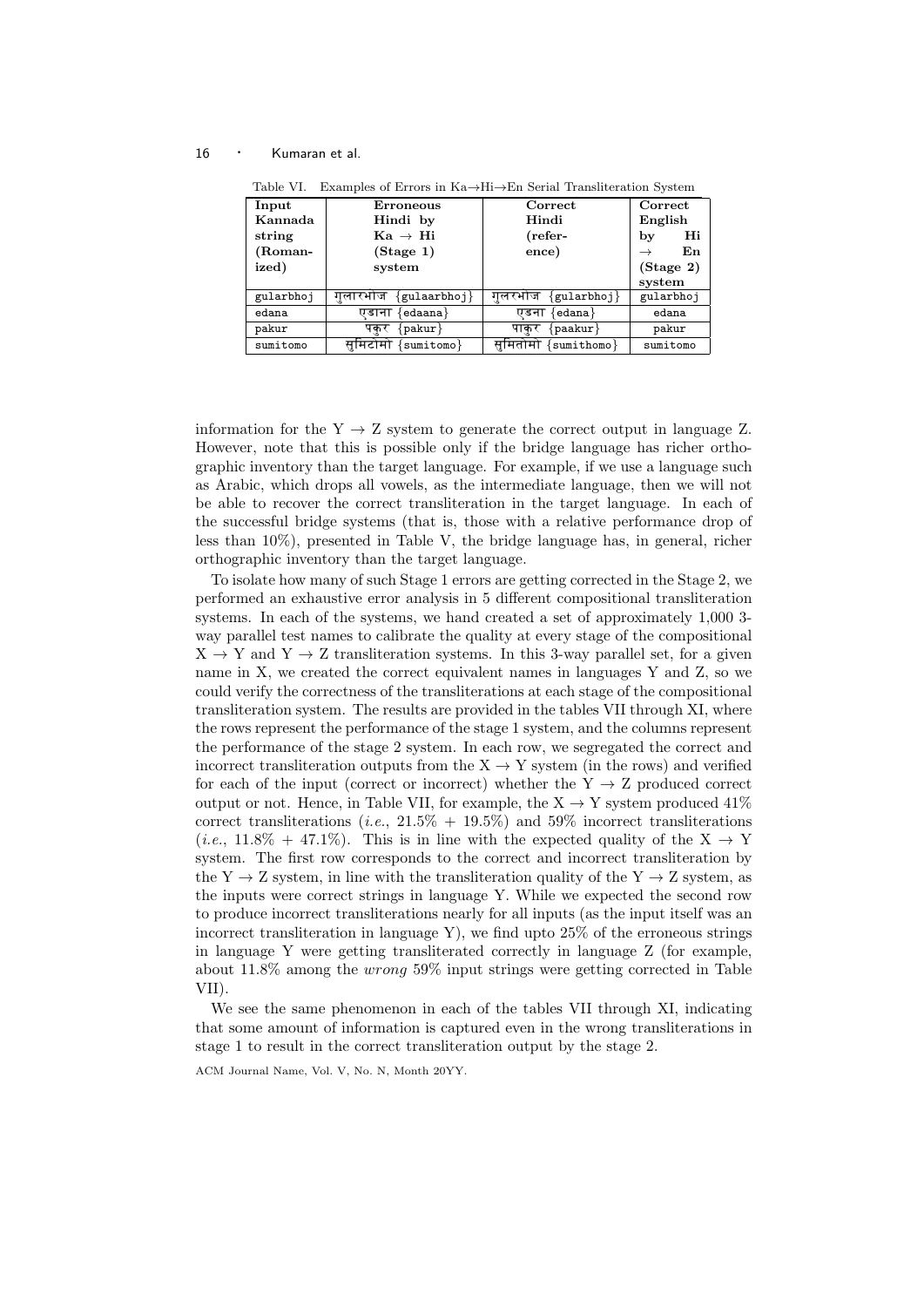Table VI. Examples of Errors in Ka→Hi→En Serial Transliteration System

| Input Kannada string (Romanized) | Erroneous Hindi by Ka → Hi (Stage 1) system | Correct Hindi (reference) | Correct English by Hi → En (Stage 2) system |
|---|---|---|---|
| gularbhoj | गुलारभोज {gulaarbhoj} | गुलरभोज {gularbhoj} | gularbhoj |
| edana | एडाना {edaana} | एडना {edana} | edana |
| pakur | पकुर {pakur} | पाकुर {paakur} | pakur |
| sumitomo | सुमिटोमो {sumitomo} | सुमितोमो {sumithomo} | sumitomo |

information for the Y → Z system to generate the correct output in language Z. However, note that this is possible only if the bridge language has richer orthographic inventory than the target language. For example, if we use a language such as Arabic, which drops all vowels, as the intermediate language, then we will not be able to recover the correct transliteration in the target language. In each of the successful bridge systems (that is, those with a relative performance drop of less than 10%), presented in Table V, the bridge language has, in general, richer orthographic inventory than the target language.

To isolate how many of such Stage 1 errors are getting corrected in the Stage 2, we performed an exhaustive error analysis in 5 different compositional transliteration systems. In each of the systems, we hand created a set of approximately 1,000 3-way parallel test names to calibrate the quality at every stage of the compositional X → Y and Y → Z transliteration systems. In this 3-way parallel set, for a given name in X, we created the correct equivalent names in languages Y and Z, so we could verify the correctness of the transliterations at each stage of the compositional transliteration system. The results are provided in the tables VII through XI, where the rows represent the performance of the stage 1 system, and the columns represent the performance of the stage 2 system. In each row, we segregated the correct and incorrect transliteration outputs from the X → Y system (in the rows) and verified for each of the input (correct or incorrect) whether the Y → Z produced correct output or not. Hence, in Table VII, for example, the X → Y system produced 41% correct transliterations (*i.e.*, 21.5% + 19.5%) and 59% incorrect transliterations (*i.e.*, 11.8% + 47.1%). This is in line with the expected quality of the X → Y system. The first row corresponds to the correct and incorrect transliteration by the Y → Z system, in line with the transliteration quality of the Y → Z system, as the inputs were correct strings in language Y. While we expected the second row to produce incorrect transliterations nearly for all inputs (as the input itself was an incorrect transliteration in language Y), we find upto 25% of the erroneous strings in language Y were getting transliterated correctly in language Z (for example, about 11.8% among the *wrong* 59% input strings were getting corrected in Table VII).

We see the same phenomenon in each of the tables VII through XI, indicating that some amount of information is captured even in the wrong transliterations in stage 1 to result in the correct transliteration output by the stage 2.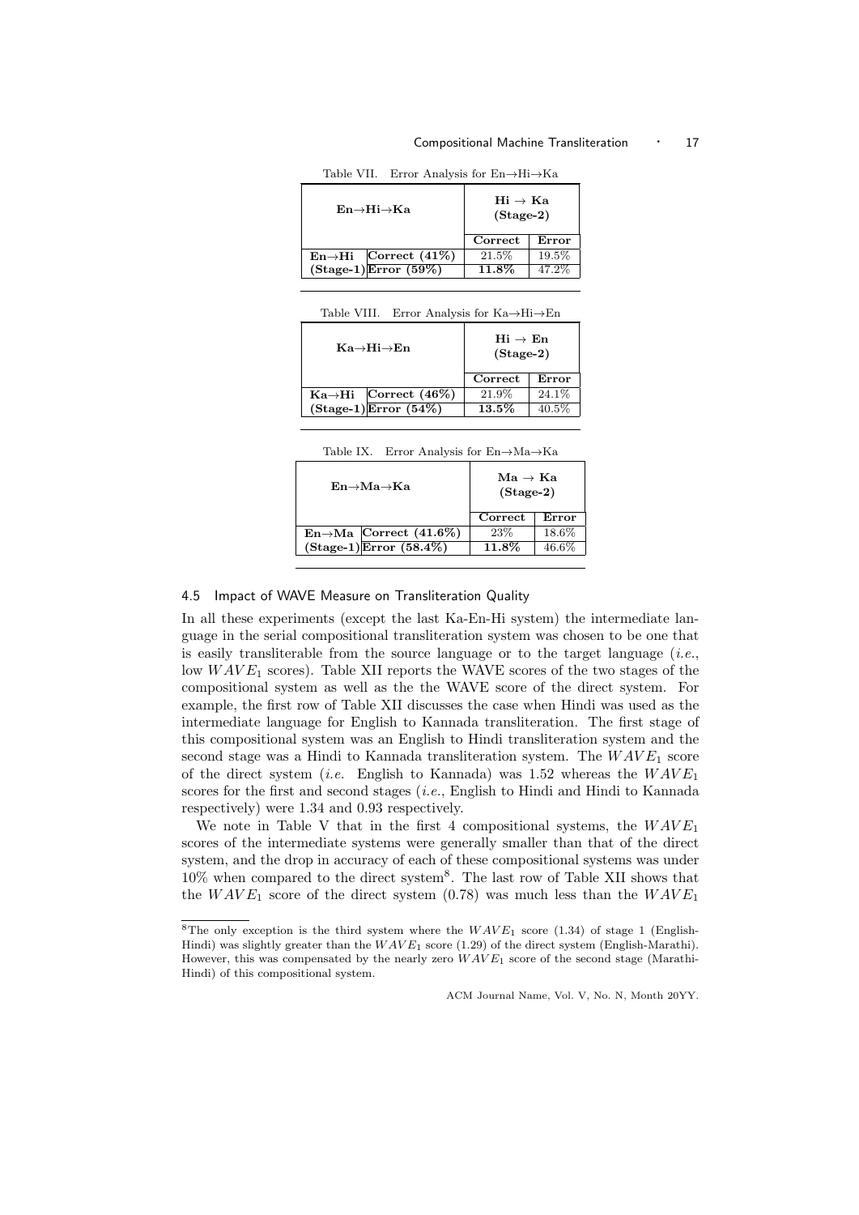Table VII. Error Analysis for En→Hi→Ka

| En→Hi→Ka | | Hi → Ka (Stage-2) | |
|---|---|---|---|
| | | **Correct** | **Error** |
| **En→Hi** | **Correct (41%)** | 21.5% | 19.5% |
| **(Stage-1)** | **Error (59%)** | **11.8%** | 47.2% |

Table VIII. Error Analysis for Ka→Hi→En

| Ka→Hi→En | | Hi → En (Stage-2) | |
|---|---|---|---|
| | | **Correct** | **Error** |
| **Ka→Hi** | **Correct (46%)** | 21.9% | 24.1% |
| **(Stage-1)** | **Error (54%)** | **13.5%** | 40.5% |

Table IX. Error Analysis for En→Ma→Ka

| En→Ma→Ka | | Ma → Ka (Stage-2) | |
|---|---|---|---|
| | | **Correct** | **Error** |
| **En→Ma** | **Correct (41.6%)** | 23% | 18.6% |
| **(Stage-1)** | **Error (58.4%)** | **11.8%** | 46.6% |

### 4.5 Impact of WAVE Measure on Transliteration Quality

In all these experiments (except the last Ka-En-Hi system) the intermediate language in the serial compositional transliteration system was chosen to be one that is easily transliterable from the source language or to the target language (*i.e.*, low $WAVE_1$ scores). Table XII reports the WAVE scores of the two stages of the compositional system as well as the the WAVE score of the direct system. For example, the first row of Table XII discusses the case when Hindi was used as the intermediate language for English to Kannada transliteration. The first stage of this compositional system was an English to Hindi transliteration system and the second stage was a Hindi to Kannada transliteration system. The $WAVE_1$ score of the direct system (*i.e.* English to Kannada) was 1.52 whereas the $WAVE_1$ scores for the first and second stages (*i.e.*, English to Hindi and Hindi to Kannada respectively) were 1.34 and 0.93 respectively.

We note in Table V that in the first 4 compositional systems, the $WAVE_1$ scores of the intermediate systems were generally smaller than that of the direct system, and the drop in accuracy of each of these compositional systems was under 10% when compared to the direct system[8]. The last row of Table XII shows that the $WAVE_1$ score of the direct system (0.78) was much less than the $WAVE_1$

[8] The only exception is the third system where the $WAVE_1$ score (1.34) of stage 1 (English-Hindi) was slightly greater than the $WAVE_1$ score (1.29) of the direct system (English-Marathi). However, this was compensated by the nearly zero $WAVE_1$ score of the second stage (Marathi-Hindi) of this compositional system.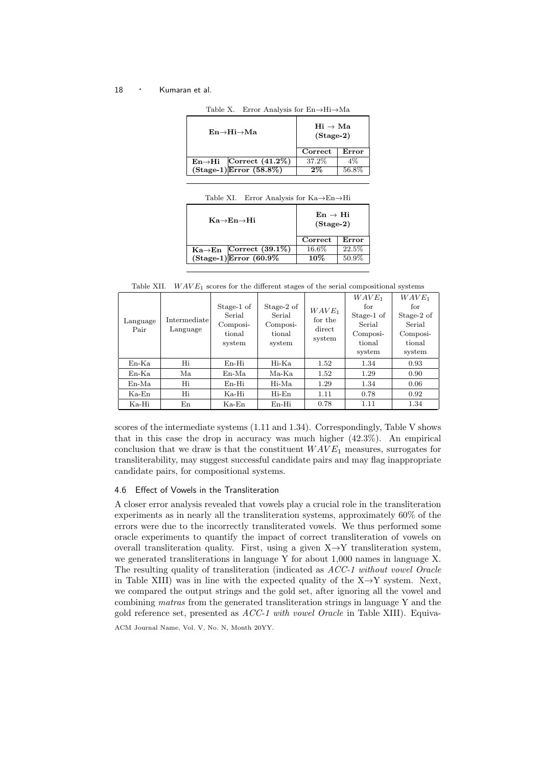Table X. Error Analysis for En→Hi→Ma

| En→Hi→Ma | | Hi → Ma (Stage-2) | |
|---|---|---|---|
| | | **Correct** | **Error** |
| **En→Hi (Stage-1)** | **Correct (41.2%)** | 37.2% | 4% |
| | **Error (58.8%)** | **2%** | 56.8% |

Table XI. Error Analysis for Ka→En→Hi

| Ka→En→Hi | | En → Hi (Stage-2) | |
|---|---|---|---|
| | | **Correct** | **Error** |
| **Ka→En (Stage-1)** | **Correct (39.1%)** | 16.6% | 22.5% |
| | **Error (60.9%** | **10%** | 50.9% |

Table XII. $WAVE_1$ scores for the different stages of the serial compositional systems

| Language Pair | Intermediate Language | Stage-1 of Serial Compositional system | Stage-2 of Serial Compositional system | $WAVE_1$ for the direct system | $WAVE_1$ for Stage-1 of Serial Compositional system | $WAVE_1$ for Stage-2 of Serial Compositional system |
|---|---|---|---|---|---|---|
| En-Ka | Hi | En-Hi | Hi-Ka | 1.52 | 1.34 | 0.93 |
| En-Ka | Ma | En-Ma | Ma-Ka | 1.52 | 1.29 | 0.90 |
| En-Ma | Hi | En-Hi | Hi-Ma | 1.29 | 1.34 | 0.06 |
| Ka-En | Hi | Ka-Hi | Hi-En | 1.11 | 0.78 | 0.92 |
| Ka-Hi | En | Ka-En | En-Hi | 0.78 | 1.11 | 1.34 |

scores of the intermediate systems (1.11 and 1.34). Correspondingly, Table V shows that in this case the drop in accuracy was much higher (42.3%). An empirical conclusion that we draw is that the constituent $WAVE_1$ measures, surrogates for transliterability, may suggest successful candidate pairs and may flag inappropriate candidate pairs, for compositional systems.

### 4.6 Effect of Vowels in the Transliteration

A closer error analysis revealed that vowels play a crucial role in the transliteration experiments as in nearly all the transliteration systems, approximately 60% of the errors were due to the incorrectly transliterated vowels. We thus performed some oracle experiments to quantify the impact of correct transliteration of vowels on overall transliteration quality. First, using a given X→Y transliteration system, we generated transliterations in language Y for about 1,000 names in language X. The resulting quality of transliteration (indicated as *ACC-1 without vowel Oracle* in Table XIII) was in line with the expected quality of the X→Y system. Next, we compared the output strings and the gold set, after ignoring all the vowel and combining *matras* from the generated transliteration strings in language Y and the gold reference set, presented as *ACC-1 with vowel Oracle* in Table XIII). Equiva-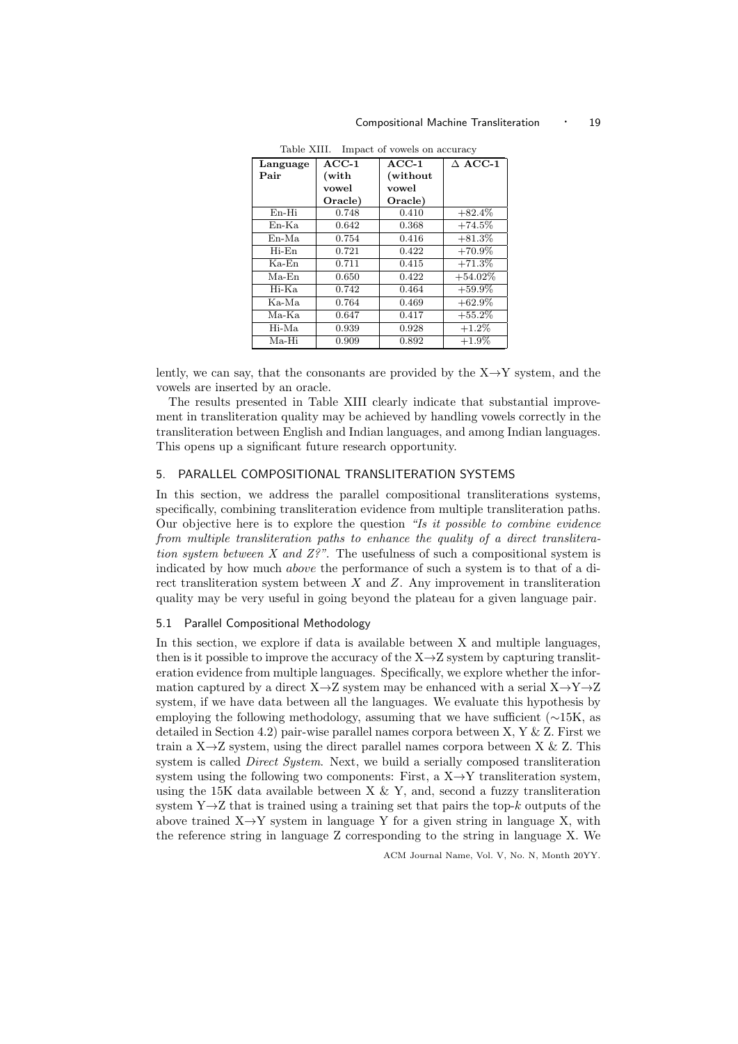Table XIII. Impact of vowels on accuracy

| Language Pair | ACC-1 (with vowel Oracle) | ACC-1 (without vowel Oracle) | $\Delta$ ACC-1 |
|---|---|---|---|
| En-Hi | 0.748 | 0.410 | +82.4% |
| En-Ka | 0.642 | 0.368 | +74.5% |
| En-Ma | 0.754 | 0.416 | +81.3% |
| Hi-En | 0.721 | 0.422 | +70.9% |
| Ka-En | 0.711 | 0.415 | +71.3% |
| Ma-En | 0.650 | 0.422 | +54.02% |
| Hi-Ka | 0.742 | 0.464 | +59.9% |
| Ka-Ma | 0.764 | 0.469 | +62.9% |
| Ma-Ka | 0.647 | 0.417 | +55.2% |
| Hi-Ma | 0.939 | 0.928 | +1.2% |
| Ma-Hi | 0.909 | 0.892 | +1.9% |

lently, we can say, that the consonants are provided by the X→Y system, and the vowels are inserted by an oracle.

The results presented in Table XIII clearly indicate that substantial improvement in transliteration quality may be achieved by handling vowels correctly in the transliteration between English and Indian languages, and among Indian languages. This opens up a significant future research opportunity.

## 5. PARALLEL COMPOSITIONAL TRANSLITERATION SYSTEMS

In this section, we address the parallel compositional transliterations systems, specifically, combining transliteration evidence from multiple transliteration paths. Our objective here is to explore the question *"Is it possible to combine evidence from multiple transliteration paths to enhance the quality of a direct transliteration system between X and Z?"*. The usefulness of such a compositional system is indicated by how much *above* the performance of such a system is to that of a direct transliteration system between $X$ and $Z$. Any improvement in transliteration quality may be very useful in going beyond the plateau for a given language pair.

### 5.1 Parallel Compositional Methodology

In this section, we explore if data is available between X and multiple languages, then is it possible to improve the accuracy of the X→Z system by capturing transliteration evidence from multiple languages. Specifically, we explore whether the information captured by a direct X→Z system may be enhanced with a serial X→Y→Z system, if we have data between all the languages. We evaluate this hypothesis by employing the following methodology, assuming that we have sufficient (∼15K, as detailed in Section 4.2) pair-wise parallel names corpora between X, Y & Z. First we train a X→Z system, using the direct parallel names corpora between X & Z. This system is called *Direct System*. Next, we build a serially composed transliteration system using the following two components: First, a X→Y transliteration system, using the 15K data available between X & Y, and, second a fuzzy transliteration system Y→Z that is trained using a training set that pairs the top-$k$ outputs of the above trained X→Y system in language Y for a given string in language X, with the reference string in language Z corresponding to the string in language X. We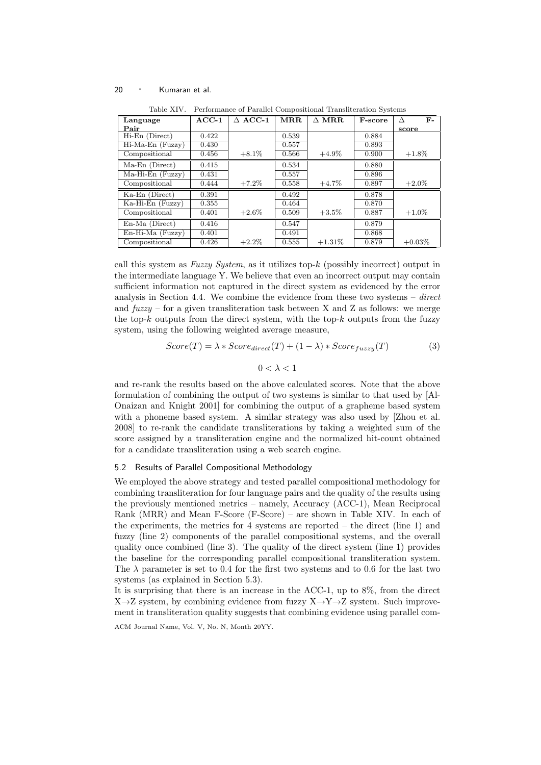Table XIV. Performance of Parallel Compositional Transliteration Systems

| Language Pair | ACC-1 | Δ ACC-1 | MRR | Δ MRR | F-score | Δ F-score |
|---|---|---|---|---|---|---|
| Hi-En (Direct) | 0.422 | | 0.539 | | 0.884 | |
| Hi-Ma-En (Fuzzy) | 0.430 | | 0.557 | | 0.893 | |
| Compositional | 0.456 | +8.1% | 0.566 | +4.9% | 0.900 | +1.8% |
| Ma-En (Direct) | 0.415 | | 0.534 | | 0.880 | |
| Ma-Hi-En (Fuzzy) | 0.431 | | 0.557 | | 0.896 | |
| Compositional | 0.444 | +7.2% | 0.558 | +4.7% | 0.897 | +2.0% |
| Ka-En (Direct) | 0.391 | | 0.492 | | 0.878 | |
| Ka-Hi-En (Fuzzy) | 0.355 | | 0.464 | | 0.870 | |
| Compositional | 0.401 | +2.6% | 0.509 | +3.5% | 0.887 | +1.0% |
| En-Ma (Direct) | 0.416 | | 0.547 | | 0.879 | |
| En-Hi-Ma (Fuzzy) | 0.401 | | 0.491 | | 0.868 | |
| Compositional | 0.426 | +2.2% | 0.555 | +1.31% | 0.879 | +0.03% |

call this system as *Fuzzy System*, as it utilizes top-$k$ (possibly incorrect) output in the intermediate language Y. We believe that even an incorrect output may contain sufficient information not captured in the direct system as evidenced by the error analysis in Section 4.4. We combine the evidence from these two systems – *direct* and *fuzzy* – for a given transliteration task between X and Z as follows: we merge the top-$k$ outputs from the direct system, with the top-$k$ outputs from the fuzzy system, using the following weighted average measure,

$$Score(T) = \lambda * Score_{direct}(T) + (1 - \lambda) * Score_{fuzzy}(T) \tag{3}$$

$$0 < \lambda < 1$$

and re-rank the results based on the above calculated scores. Note that the above formulation of combining the output of two systems is similar to that used by [Al-Onaizan and Knight 2001] for combining the output of a grapheme based system with a phoneme based system. A similar strategy was also used by [Zhou et al. 2008] to re-rank the candidate transliterations by taking a weighted sum of the score assigned by a transliteration engine and the normalized hit-count obtained for a candidate transliteration using a web search engine.

### 5.2 Results of Parallel Compositional Methodology

We employed the above strategy and tested parallel compositional methodology for combining transliteration for four language pairs and the quality of the results using the previously mentioned metrics – namely, Accuracy (ACC-1), Mean Reciprocal Rank (MRR) and Mean F-Score (F-Score) – are shown in Table XIV. In each of the experiments, the metrics for 4 systems are reported – the direct (line 1) and fuzzy (line 2) components of the parallel compositional systems, and the overall quality once combined (line 3). The quality of the direct system (line 1) provides the baseline for the corresponding parallel compositional transliteration system. The $\lambda$ parameter is set to 0.4 for the first two systems and to 0.6 for the last two systems (as explained in Section 5.3).

It is surprising that there is an increase in the ACC-1, up to 8%, from the direct X→Z system, by combining evidence from fuzzy X→Y→Z system. Such improvement in transliteration quality suggests that combining evidence using parallel com-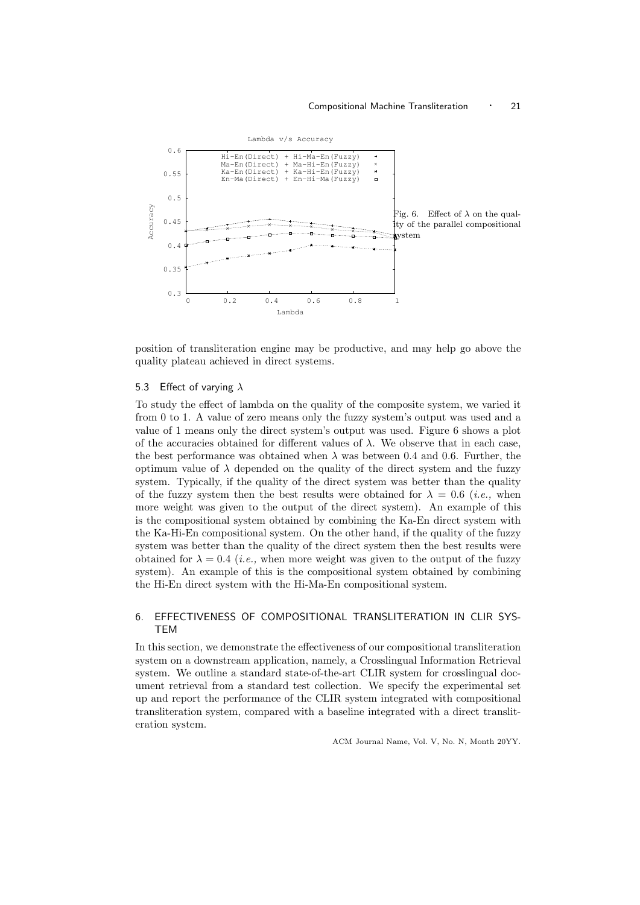Fig. 6. Effect of $\lambda$ on the quality of the parallel compositional system

position of transliteration engine may be productive, and may help go above the quality plateau achieved in direct systems.

### 5.3 Effect of varying $\lambda$

To study the effect of lambda on the quality of the composite system, we varied it from 0 to 1. A value of zero means only the fuzzy system's output was used and a value of 1 means only the direct system's output was used. Figure 6 shows a plot of the accuracies obtained for different values of $\lambda$. We observe that in each case, the best performance was obtained when $\lambda$ was between 0.4 and 0.6. Further, the optimum value of $\lambda$ depended on the quality of the direct system and the fuzzy system. Typically, if the quality of the direct system was better than the quality of the fuzzy system then the best results were obtained for $\lambda = 0.6$ (*i.e.,* when more weight was given to the output of the direct system). An example of this is the compositional system obtained by combining the Ka-En direct system with the Ka-Hi-En compositional system. On the other hand, if the quality of the fuzzy system was better than the quality of the direct system then the best results were obtained for $\lambda = 0.4$ (*i.e.,* when more weight was given to the output of the fuzzy system). An example of this is the compositional system obtained by combining the Hi-En direct system with the Hi-Ma-En compositional system.

## 6. EFFECTIVENESS OF COMPOSITIONAL TRANSLITERATION IN CLIR SYSTEM

In this section, we demonstrate the effectiveness of our compositional transliteration system on a downstream application, namely, a Crosslingual Information Retrieval system. We outline a standard state-of-the-art CLIR system for crosslingual document retrieval from a standard test collection. We specify the experimental set up and report the performance of the CLIR system integrated with compositional transliteration system, compared with a baseline integrated with a direct transliteration system.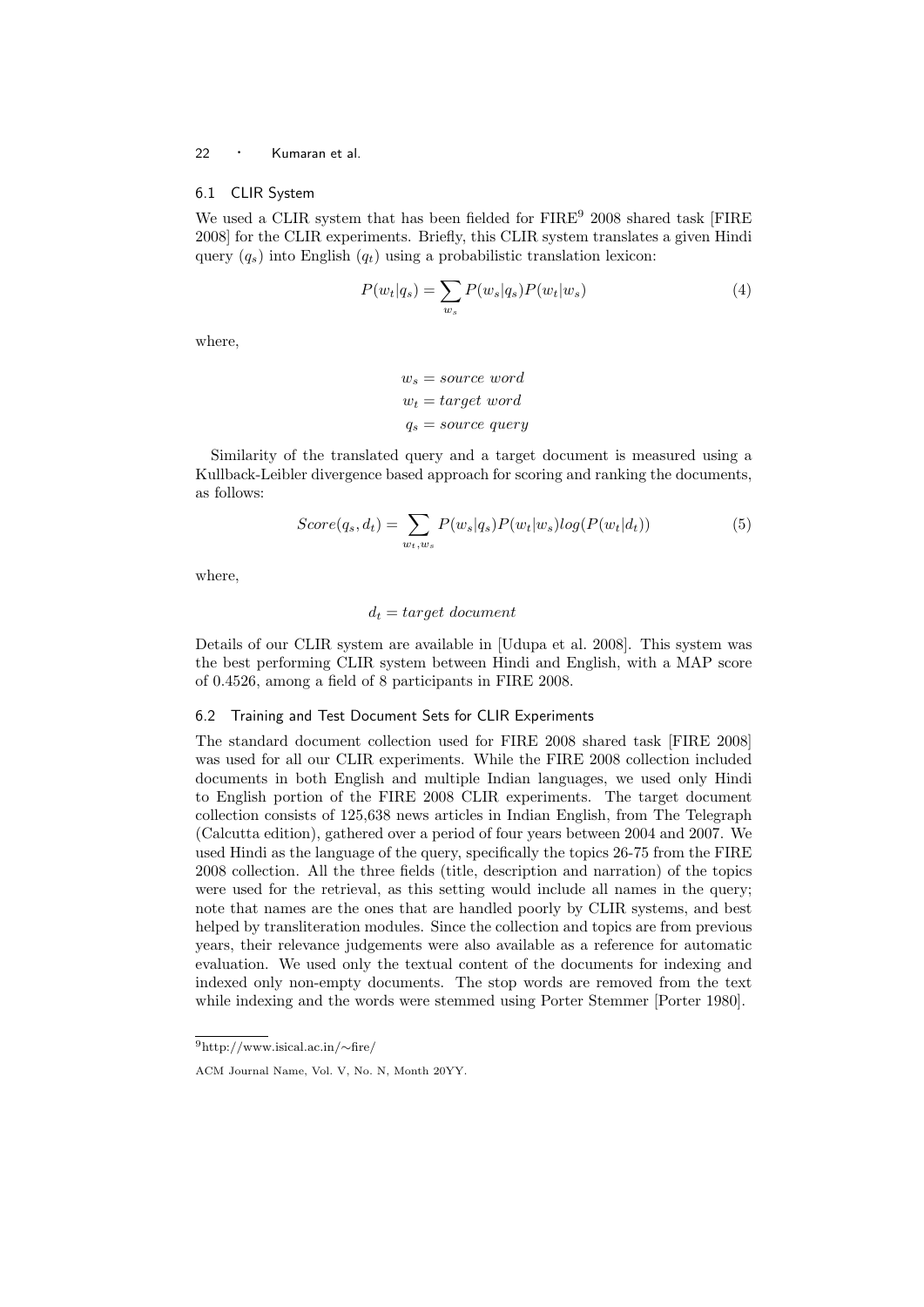## 6.1 CLIR System

We used a CLIR system that has been fielded for FIRE[9] 2008 shared task [FIRE 2008] for the CLIR experiments. Briefly, this CLIR system translates a given Hindi query ($q_s$) into English ($q_t$) using a probabilistic translation lexicon:

$$P(w_t|q_s) = \sum_{w_s} P(w_s|q_s)P(w_t|w_s) \tag{4}$$

where,

$$w_s = source\ word$$
$$w_t = target\ word$$
$$q_s = source\ query$$

Similarity of the translated query and a target document is measured using a Kullback-Leibler divergence based approach for scoring and ranking the documents, as follows:

$$Score(q_s, d_t) = \sum_{w_t, w_s} P(w_s|q_s)P(w_t|w_s)log(P(w_t|d_t)) \tag{5}$$

where,

$$d_t = target\ document$$

Details of our CLIR system are available in [Udupa et al. 2008]. This system was the best performing CLIR system between Hindi and English, with a MAP score of 0.4526, among a field of 8 participants in FIRE 2008.

## 6.2 Training and Test Document Sets for CLIR Experiments

The standard document collection used for FIRE 2008 shared task [FIRE 2008] was used for all our CLIR experiments. While the FIRE 2008 collection included documents in both English and multiple Indian languages, we used only Hindi to English portion of the FIRE 2008 CLIR experiments. The target document collection consists of 125,638 news articles in Indian English, from The Telegraph (Calcutta edition), gathered over a period of four years between 2004 and 2007. We used Hindi as the language of the query, specifically the topics 26-75 from the FIRE 2008 collection. All the three fields (title, description and narration) of the topics were used for the retrieval, as this setting would include all names in the query; note that names are the ones that are handled poorly by CLIR systems, and best helped by transliteration modules. Since the collection and topics are from previous years, their relevance judgements were also available as a reference for automatic evaluation. We used only the textual content of the documents for indexing and indexed only non-empty documents. The stop words are removed from the text while indexing and the words were stemmed using Porter Stemmer [Porter 1980].

[9] http://www.isical.ac.in/∼fire/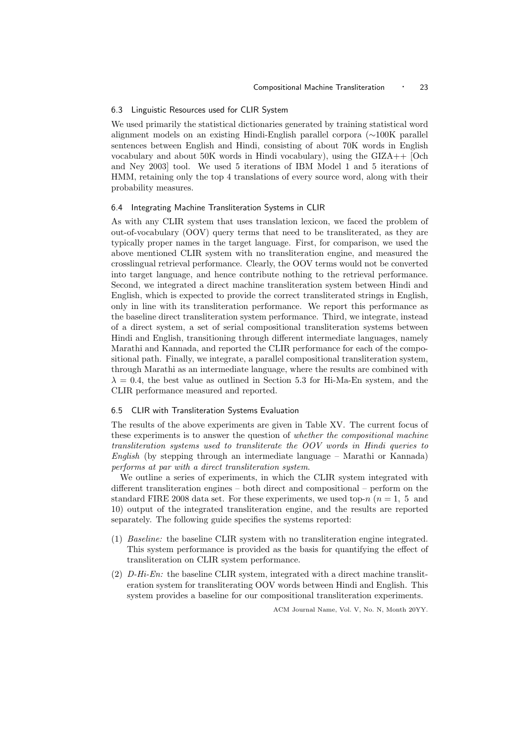### 6.3 Linguistic Resources used for CLIR System

We used primarily the statistical dictionaries generated by training statistical word alignment models on an existing Hindi-English parallel corpora (∼100K parallel sentences between English and Hindi, consisting of about 70K words in English vocabulary and about 50K words in Hindi vocabulary), using the GIZA++ [Och and Ney 2003] tool. We used 5 iterations of IBM Model 1 and 5 iterations of HMM, retaining only the top 4 translations of every source word, along with their probability measures.

### 6.4 Integrating Machine Transliteration Systems in CLIR

As with any CLIR system that uses translation lexicon, we faced the problem of out-of-vocabulary (OOV) query terms that need to be transliterated, as they are typically proper names in the target language. First, for comparison, we used the above mentioned CLIR system with no transliteration engine, and measured the crosslingual retrieval performance. Clearly, the OOV terms would not be converted into target language, and hence contribute nothing to the retrieval performance. Second, we integrated a direct machine transliteration system between Hindi and English, which is expected to provide the correct transliterated strings in English, only in line with its transliteration performance. We report this performance as the baseline direct transliteration system performance. Third, we integrate, instead of a direct system, a set of serial compositional transliteration systems between Hindi and English, transitioning through different intermediate languages, namely Marathi and Kannada, and reported the CLIR performance for each of the compositional path. Finally, we integrate, a parallel compositional transliteration system, through Marathi as an intermediate language, where the results are combined with $\lambda = 0.4$, the best value as outlined in Section 5.3 for Hi-Ma-En system, and the CLIR performance measured and reported.

### 6.5 CLIR with Transliteration Systems Evaluation

The results of the above experiments are given in Table XV. The current focus of these experiments is to answer the question of *whether the compositional machine transliteration systems used to transliterate the OOV words in Hindi queries to English* (by stepping through an intermediate language – Marathi or Kannada) *performs at par with a direct transliteration system*.

We outline a series of experiments, in which the CLIR system integrated with different transliteration engines – both direct and compositional – perform on the standard FIRE 2008 data set. For these experiments, we used top-$n$ ($n = 1,\ 5$ and 10) output of the integrated transliteration engine, and the results are reported separately. The following guide specifies the systems reported:

(1) *Baseline:* the baseline CLIR system with no transliteration engine integrated. This system performance is provided as the basis for quantifying the effect of transliteration on CLIR system performance.

(2) *D-Hi-En:* the baseline CLIR system, integrated with a direct machine transliteration system for transliterating OOV words between Hindi and English. This system provides a baseline for our compositional transliteration experiments.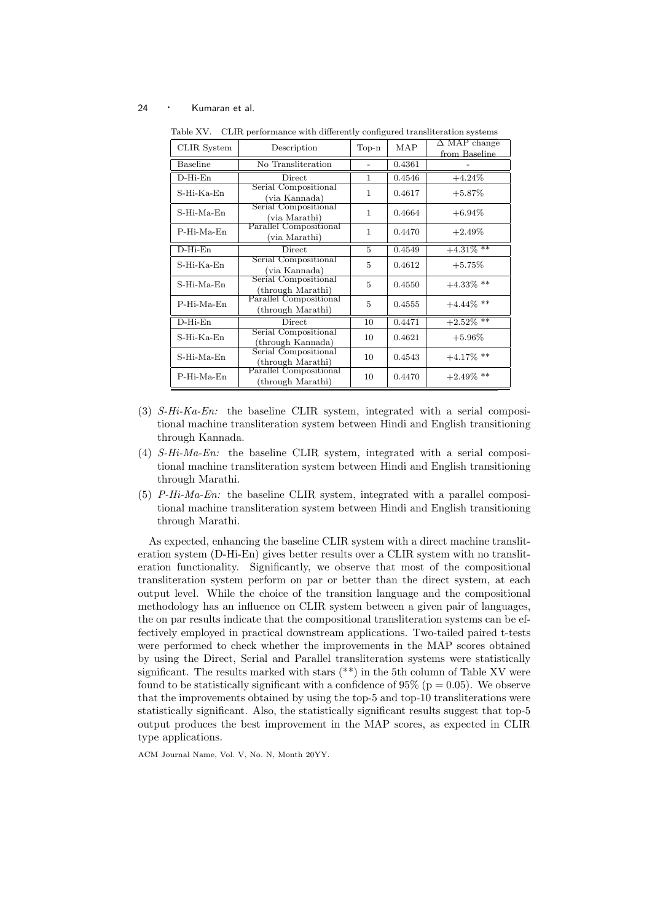Table XV. CLIR performance with differently configured transliteration systems

| CLIR System | Description | Top-n | MAP | Δ MAP change from Baseline |
|---|---|---|---|---|
| Baseline | No Transliteration | - | 0.4361 | - |
| D-Hi-En | Direct | 1 | 0.4546 | +4.24% |
| S-Hi-Ka-En | Serial Compositional (via Kannada) | 1 | 0.4617 | +5.87% |
| S-Hi-Ma-En | Serial Compositional (via Marathi) | 1 | 0.4664 | +6.94% |
| P-Hi-Ma-En | Parallel Compositional (via Marathi) | 1 | 0.4470 | +2.49% |
| D-Hi-En | Direct | 5 | 0.4549 | +4.31% ** |
| S-Hi-Ka-En | Serial Compositional (via Kannada) | 5 | 0.4612 | +5.75% |
| S-Hi-Ma-En | Serial Compositional (through Marathi) | 5 | 0.4550 | +4.33% ** |
| P-Hi-Ma-En | Parallel Compositional (through Marathi) | 5 | 0.4555 | +4.44% ** |
| D-Hi-En | Direct | 10 | 0.4471 | +2.52% ** |
| S-Hi-Ka-En | Serial Compositional (through Kannada) | 10 | 0.4621 | +5.96% |
| S-Hi-Ma-En | Serial Compositional (through Marathi) | 10 | 0.4543 | +4.17% ** |
| P-Hi-Ma-En | Parallel Compositional (through Marathi) | 10 | 0.4470 | +2.49% ** |

(3) *S-Hi-Ka-En:* the baseline CLIR system, integrated with a serial compositional machine transliteration system between Hindi and English transitioning through Kannada.

(4) *S-Hi-Ma-En:* the baseline CLIR system, integrated with a serial compositional machine transliteration system between Hindi and English transitioning through Marathi.

(5) *P-Hi-Ma-En:* the baseline CLIR system, integrated with a parallel compositional machine transliteration system between Hindi and English transitioning through Marathi.

As expected, enhancing the baseline CLIR system with a direct machine transliteration system (D-Hi-En) gives better results over a CLIR system with no transliteration functionality. Significantly, we observe that most of the compositional transliteration system perform on par or better than the direct system, at each output level. While the choice of the transition language and the compositional methodology has an influence on CLIR system between a given pair of languages, the on par results indicate that the compositional transliteration systems can be effectively employed in practical downstream applications. Two-tailed paired t-tests were performed to check whether the improvements in the MAP scores obtained by using the Direct, Serial and Parallel transliteration systems were statistically significant. The results marked with stars (**) in the 5th column of Table XV were found to be statistically significant with a confidence of 95% ($p = 0.05$). We observe that the improvements obtained by using the top-5 and top-10 transliterations were statistically significant. Also, the statistically significant results suggest that top-5 output produces the best improvement in the MAP scores, as expected in CLIR type applications.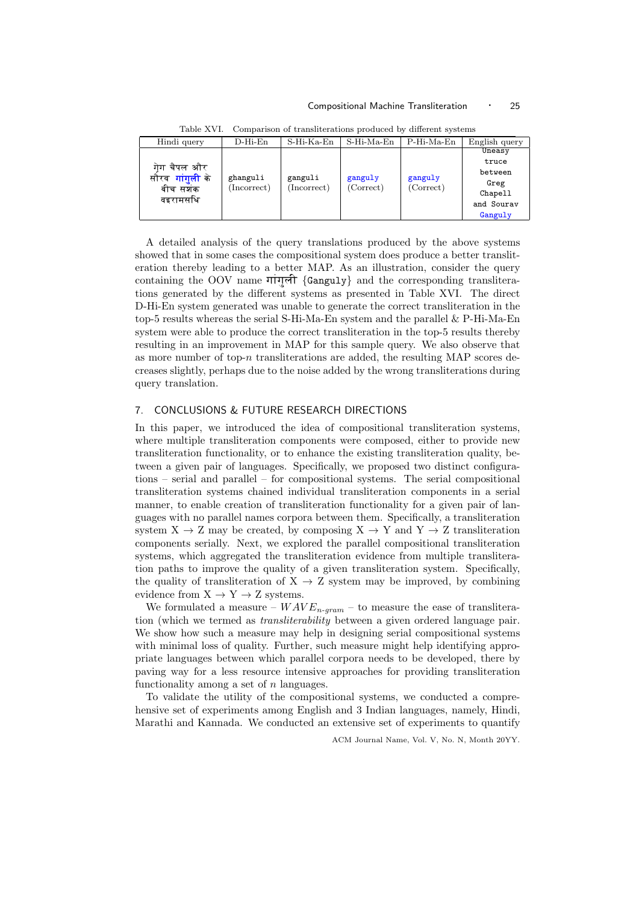Table XVI. Comparison of transliterations produced by different systems

| Hindi query | D-Hi-En | S-Hi-Ka-En | S-Hi-Ma-En | P-Hi-Ma-En | English query |
|---|---|---|---|---|---|
| ग्रेग चैपल और सौरव गांगुली के बीच सशंक वइरामसंधि | ghanguli (Incorrect) | ganguli (Incorrect) | ganguly (Correct) | ganguly (Correct) | Uneasy truce between Greg Chapell and Sourav Ganguly |

A detailed analysis of the query translations produced by the above systems showed that in some cases the compositional system does produce a better transliteration thereby leading to a better MAP. As an illustration, consider the query containing the OOV name गांगुली {Ganguly} and the corresponding transliterations generated by the different systems as presented in Table XVI. The direct D-Hi-En system generated was unable to generate the correct transliteration in the top-5 results whereas the serial S-Hi-Ma-En system and the parallel & P-Hi-Ma-En system were able to produce the correct transliteration in the top-5 results thereby resulting in an improvement in MAP for this sample query. We also observe that as more number of top-$n$ transliterations are added, the resulting MAP scores decreases slightly, perhaps due to the noise added by the wrong transliterations during query translation.

## 7. CONCLUSIONS & FUTURE RESEARCH DIRECTIONS

In this paper, we introduced the idea of compositional transliteration systems, where multiple transliteration components were composed, either to provide new transliteration functionality, or to enhance the existing transliteration quality, between a given pair of languages. Specifically, we proposed two distinct configurations – serial and parallel – for compositional systems. The serial compositional transliteration systems chained individual transliteration components in a serial manner, to enable creation of transliteration functionality for a given pair of languages with no parallel names corpora between them. Specifically, a transliteration system $X \rightarrow Z$ may be created, by composing $X \rightarrow Y$ and $Y \rightarrow Z$ transliteration components serially. Next, we explored the parallel compositional transliteration systems, which aggregated the transliteration evidence from multiple transliteration paths to improve the quality of a given transliteration system. Specifically, the quality of transliteration of $X \rightarrow Z$ system may be improved, by combining evidence from $X \rightarrow Y \rightarrow Z$ systems.

We formulated a measure – $WAVE_{n\text{-}gram}$ – to measure the ease of transliteration (which we termed as *transliterability* between a given ordered language pair. We show how such a measure may help in designing serial compositional systems with minimal loss of quality. Further, such measure might help identifying appropriate languages between which parallel corpora needs to be developed, there by paving way for a less resource intensive approaches for providing transliteration functionality among a set of $n$ languages.

To validate the utility of the compositional systems, we conducted a comprehensive set of experiments among English and 3 Indian languages, namely, Hindi, Marathi and Kannada. We conducted an extensive set of experiments to quantify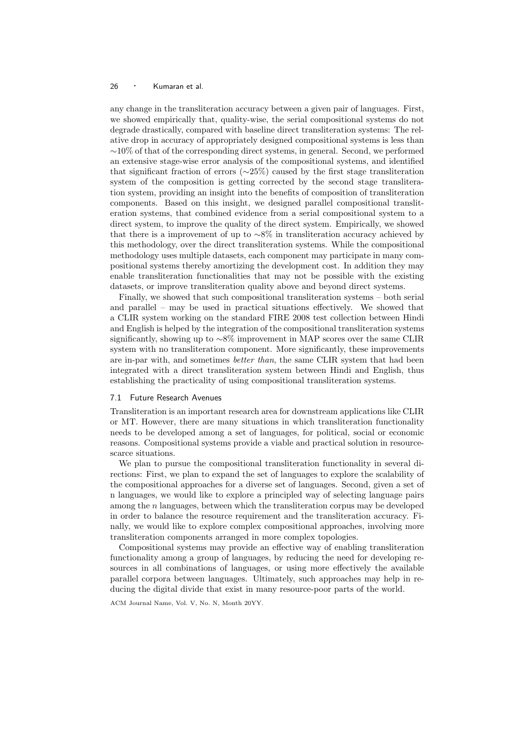any change in the transliteration accuracy between a given pair of languages. First, we showed empirically that, quality-wise, the serial compositional systems do not degrade drastically, compared with baseline direct transliteration systems: The relative drop in accuracy of appropriately designed compositional systems is less than $\sim$10% of that of the corresponding direct systems, in general. Second, we performed an extensive stage-wise error analysis of the compositional systems, and identified that significant fraction of errors ($\sim$25%) caused by the first stage transliteration system of the composition is getting corrected by the second stage transliteration system, providing an insight into the benefits of composition of transliteration components. Based on this insight, we designed parallel compositional transliteration systems, that combined evidence from a serial compositional system to a direct system, to improve the quality of the direct system. Empirically, we showed that there is a improvement of up to $\sim$8% in transliteration accuracy achieved by this methodology, over the direct transliteration systems. While the compositional methodology uses multiple datasets, each component may participate in many compositional systems thereby amortizing the development cost. In addition they may enable transliteration functionalities that may not be possible with the existing datasets, or improve transliteration quality above and beyond direct systems.

Finally, we showed that such compositional transliteration systems – both serial and parallel – may be used in practical situations effectively. We showed that a CLIR system working on the standard FIRE 2008 test collection between Hindi and English is helped by the integration of the compositional transliteration systems significantly, showing up to $\sim$8% improvement in MAP scores over the same CLIR system with no transliteration component. More significantly, these improvements are in-par with, and sometimes *better than*, the same CLIR system that had been integrated with a direct transliteration system between Hindi and English, thus establishing the practicality of using compositional transliteration systems.

### 7.1 Future Research Avenues

Transliteration is an important research area for downstream applications like CLIR or MT. However, there are many situations in which transliteration functionality needs to be developed among a set of languages, for political, social or economic reasons. Compositional systems provide a viable and practical solution in resource-scarce situations.

We plan to pursue the compositional transliteration functionality in several directions: First, we plan to expand the set of languages to explore the scalability of the compositional approaches for a diverse set of languages. Second, given a set of n languages, we would like to explore a principled way of selecting language pairs among the $n$ languages, between which the transliteration corpus may be developed in order to balance the resource requirement and the transliteration accuracy. Finally, we would like to explore complex compositional approaches, involving more transliteration components arranged in more complex topologies.

Compositional systems may provide an effective way of enabling transliteration functionality among a group of languages, by reducing the need for developing resources in all combinations of languages, or using more effectively the available parallel corpora between languages. Ultimately, such approaches may help in reducing the digital divide that exist in many resource-poor parts of the world.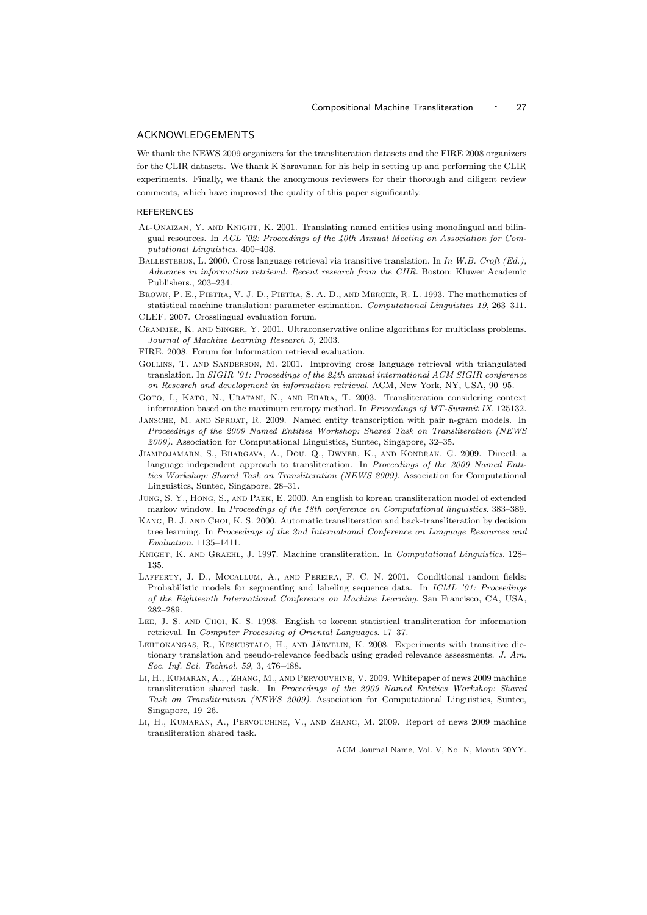## ACKNOWLEDGEMENTS

We thank the NEWS 2009 organizers for the transliteration datasets and the FIRE 2008 organizers for the CLIR datasets. We thank K Saravanan for his help in setting up and performing the CLIR experiments. Finally, we thank the anonymous reviewers for their thorough and diligent review comments, which have improved the quality of this paper significantly.

## REFERENCES

Al-Onaizan, Y. and Knight, K. 2001. Translating named entities using monolingual and bilingual resources. In *ACL '02: Proceedings of the 40th Annual Meeting on Association for Computational Linguistics*. 400–408.

Ballesteros, L. 2000. Cross language retrieval via transitive translation. In *In W.B. Croft (Ed.), Advances in information retrieval: Recent research from the CIIR*. Boston: Kluwer Academic Publishers., 203–234.

Brown, P. E., Pietra, V. J. D., Pietra, S. A. D., and Mercer, R. L. 1993. The mathematics of statistical machine translation: parameter estimation. *Computational Linguistics 19*, 263–311.

CLEF. 2007. Crosslingual evaluation forum.

Crammer, K. and Singer, Y. 2001. Ultraconservative online algorithms for multiclass problems. *Journal of Machine Learning Research 3*, 2003.

FIRE. 2008. Forum for information retrieval evaluation.

Gollins, T. and Sanderson, M. 2001. Improving cross language retrieval with triangulated translation. In *SIGIR '01: Proceedings of the 24th annual international ACM SIGIR conference on Research and development in information retrieval*. ACM, New York, NY, USA, 90–95.

Goto, I., Kato, N., Uratani, N., and Ehara, T. 2003. Transliteration considering context information based on the maximum entropy method. In *Proceedings of MT-Summit IX*. 125132.

Jansche, M. and Sproat, R. 2009. Named entity transcription with pair n-gram models. In *Proceedings of the 2009 Named Entities Workshop: Shared Task on Transliteration (NEWS 2009)*. Association for Computational Linguistics, Suntec, Singapore, 32–35.

Jiampojamarn, S., Bhargava, A., Dou, Q., Dwyer, K., and Kondrak, G. 2009. Directl: a language independent approach to transliteration. In *Proceedings of the 2009 Named Entities Workshop: Shared Task on Transliteration (NEWS 2009)*. Association for Computational Linguistics, Suntec, Singapore, 28–31.

Jung, S. Y., Hong, S., and Paek, E. 2000. An english to korean transliteration model of extended markov window. In *Proceedings of the 18th conference on Computational linguistics*. 383–389.

Kang, B. J. and Choi, K. S. 2000. Automatic transliteration and back-transliteration by decision tree learning. In *Proceedings of the 2nd International Conference on Language Resources and Evaluation*. 1135–1411.

Knight, K. and Graehl, J. 1997. Machine transliteration. In *Computational Linguistics*. 128–135.

Lafferty, J. D., Mccallum, A., and Pereira, F. C. N. 2001. Conditional random fields: Probabilistic models for segmenting and labeling sequence data. In *ICML '01: Proceedings of the Eighteenth International Conference on Machine Learning*. San Francisco, CA, USA, 282–289.

Lee, J. S. and Choi, K. S. 1998. English to korean statistical transliteration for information retrieval. In *Computer Processing of Oriental Languages*. 17–37.

Lehtokangas, R., Keskustalo, H., and Järvelin, K. 2008. Experiments with transitive dictionary translation and pseudo-relevance feedback using graded relevance assessments. *J. Am. Soc. Inf. Sci. Technol. 59,* 3, 476–488.

Li, H., Kumaran, A., , Zhang, M., and Pervouvhine, V. 2009. Whitepaper of news 2009 machine transliteration shared task. In *Proceedings of the 2009 Named Entities Workshop: Shared Task on Transliteration (NEWS 2009)*. Association for Computational Linguistics, Suntec, Singapore, 19–26.

Li, H., Kumaran, A., Pervouchine, V., and Zhang, M. 2009. Report of news 2009 machine transliteration shared task.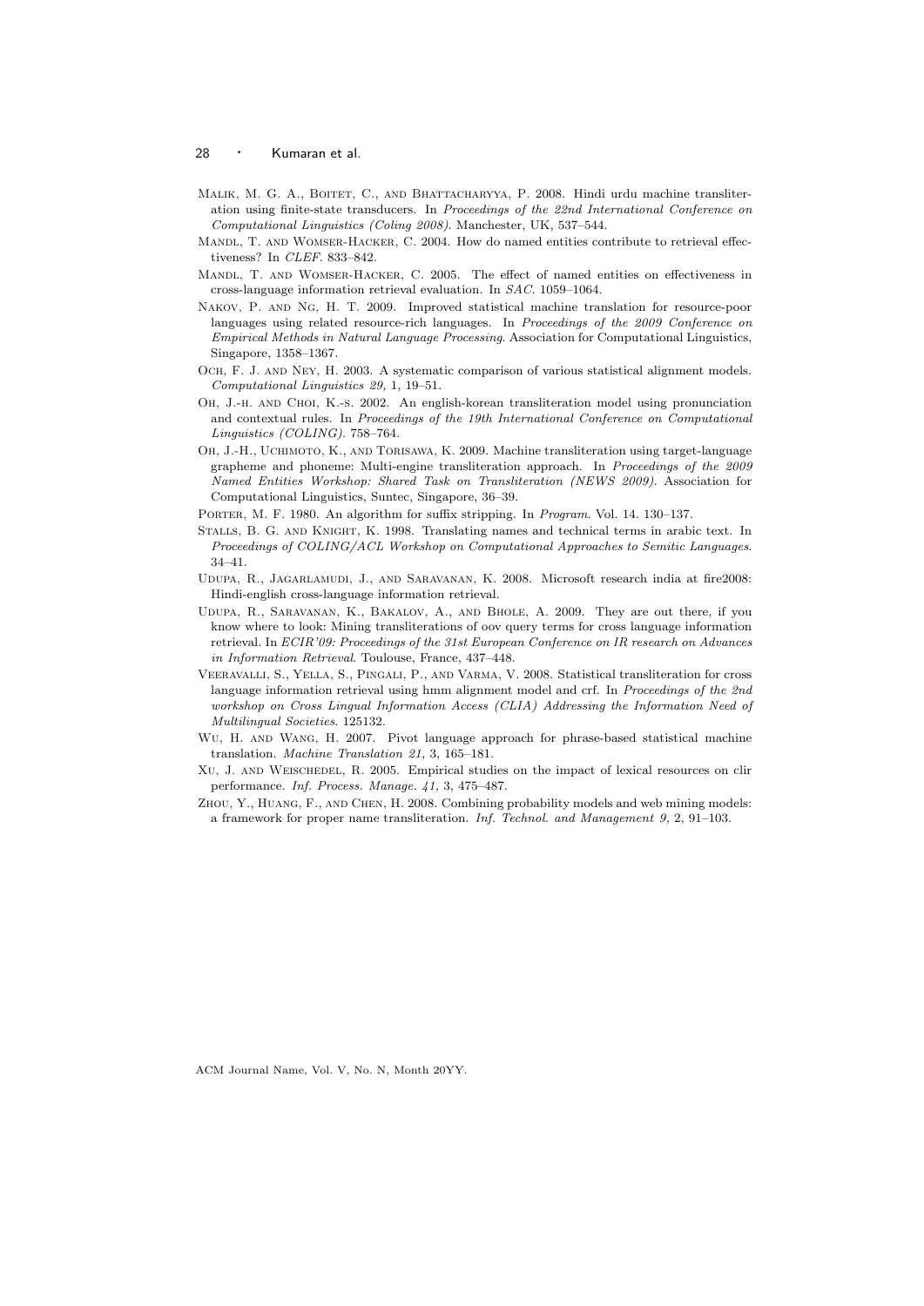Malik, M. G. A., Boitet, C., and Bhattacharyya, P. 2008. Hindi urdu machine transliteration using finite-state transducers. In *Proceedings of the 22nd International Conference on Computational Linguistics (Coling 2008)*. Manchester, UK, 537–544.

Mandl, T. and Womser-Hacker, C. 2004. How do named entities contribute to retrieval effectiveness? In *CLEF*. 833–842.

Mandl, T. and Womser-Hacker, C. 2005. The effect of named entities on effectiveness in cross-language information retrieval evaluation. In *SAC*. 1059–1064.

Nakov, P. and Ng, H. T. 2009. Improved statistical machine translation for resource-poor languages using related resource-rich languages. In *Proceedings of the 2009 Conference on Empirical Methods in Natural Language Processing*. Association for Computational Linguistics, Singapore, 1358–1367.

Och, F. J. and Ney, H. 2003. A systematic comparison of various statistical alignment models. *Computational Linguistics 29,* 1, 19–51.

Oh, J.-h. and Choi, K.-s. 2002. An english-korean transliteration model using pronunciation and contextual rules. In *Proceedings of the 19th International Conference on Computational Linguistics (COLING)*. 758–764.

Oh, J.-H., Uchimoto, K., and Torisawa, K. 2009. Machine transliteration using target-language grapheme and phoneme: Multi-engine transliteration approach. In *Proceedings of the 2009 Named Entities Workshop: Shared Task on Transliteration (NEWS 2009)*. Association for Computational Linguistics, Suntec, Singapore, 36–39.

Porter, M. F. 1980. An algorithm for suffix stripping. In *Program*. Vol. 14. 130–137.

Stalls, B. G. and Knight, K. 1998. Translating names and technical terms in arabic text. In *Proceedings of COLING/ACL Workshop on Computational Approaches to Semitic Languages*. 34–41.

Udupa, R., Jagarlamudi, J., and Saravanan, K. 2008. Microsoft research india at fire2008: Hindi-english cross-language information retrieval.

Udupa, R., Saravanan, K., Bakalov, A., and Bhole, A. 2009. They are out there, if you know where to look: Mining transliterations of oov query terms for cross language information retrieval. In *ECIR'09: Proceedings of the 31st European Conference on IR research on Advances in Information Retrieval*. Toulouse, France, 437–448.

Veeravalli, S., Yella, S., Pingali, P., and Varma, V. 2008. Statistical transliteration for cross language information retrieval using hmm alignment model and crf. In *Proceedings of the 2nd workshop on Cross Lingual Information Access (CLIA) Addressing the Information Need of Multilingual Societies*. 125132.

Wu, H. and Wang, H. 2007. Pivot language approach for phrase-based statistical machine translation. *Machine Translation 21,* 3, 165–181.

Xu, J. and Weischedel, R. 2005. Empirical studies on the impact of lexical resources on clir performance. *Inf. Process. Manage. 41,* 3, 475–487.

Zhou, Y., Huang, F., and Chen, H. 2008. Combining probability models and web mining models: a framework for proper name transliteration. *Inf. Technol. and Management 9,* 2, 91–103.